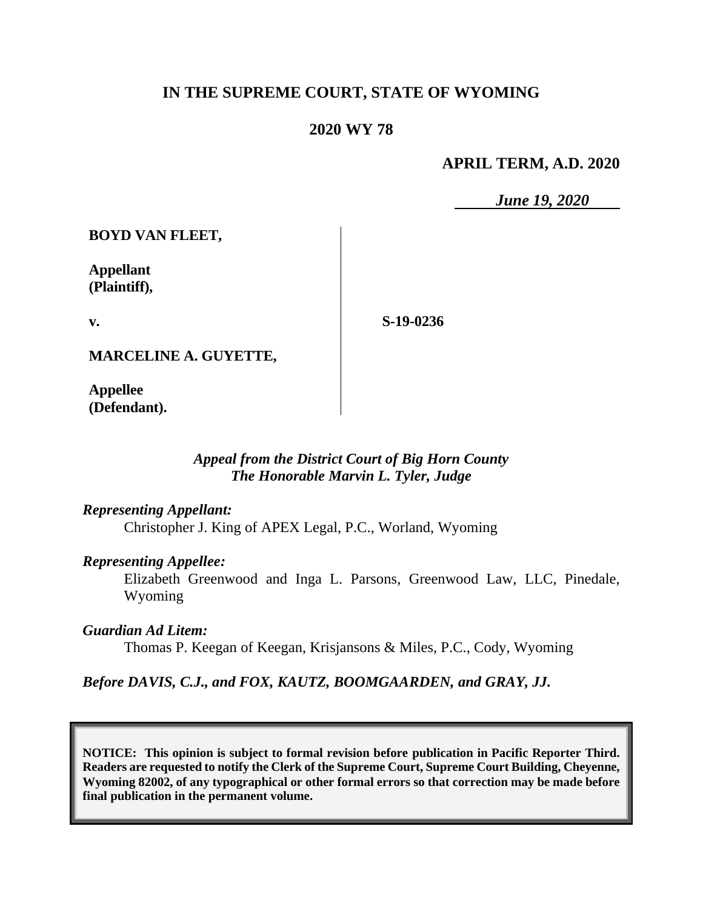# IN THE SUPREME COURT, STATE OF WYOMING

## 2020 WY 78

**APRIL TERM, A.D. 2020**

*June 19, 2020*

**BOYD VAN FLEET,**

**Appellant (Plaintiff),**

**v.**

**S-19-0236**

**MARCELINE A. GUYETTE,**

**Appellee (Defendant).**

*Appeal from the District Court of Big Horn County*
*The Honorable Marvin L. Tyler, Judge*

*Representing Appellant:*

Christopher J. King of APEX Legal, P.C., Worland, Wyoming

*Representing Appellee:*

Elizabeth Greenwood and Inga L. Parsons, Greenwood Law, LLC, Pinedale, Wyoming

*Guardian Ad Litem:*

Thomas P. Keegan of Keegan, Krisjansons & Miles, P.C., Cody, Wyoming

*Before DAVIS, C.J., and FOX, KAUTZ, BOOMGAARDEN, and GRAY, JJ.*

**NOTICE: This opinion is subject to formal revision before publication in Pacific Reporter Third. Readers are requested to notify the Clerk of the Supreme Court, Supreme Court Building, Cheyenne, Wyoming 82002, of any typographical or other formal errors so that correction may be made before final publication in the permanent volume.**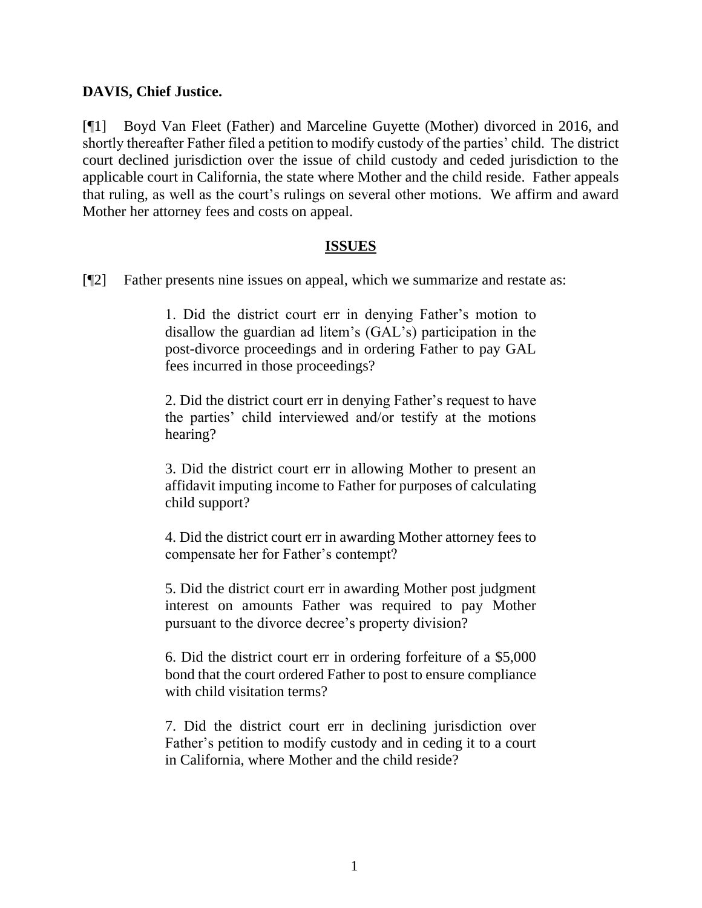**DAVIS, Chief Justice.**

[¶1] Boyd Van Fleet (Father) and Marceline Guyette (Mother) divorced in 2016, and shortly thereafter Father filed a petition to modify custody of the parties' child. The district court declined jurisdiction over the issue of child custody and ceded jurisdiction to the applicable court in California, the state where Mother and the child reside. Father appeals that ruling, as well as the court's rulings on several other motions. We affirm and award Mother her attorney fees and costs on appeal.

## ISSUES

[¶2] Father presents nine issues on appeal, which we summarize and restate as:

> 1. Did the district court err in denying Father's motion to disallow the guardian ad litem's (GAL's) participation in the post-divorce proceedings and in ordering Father to pay GAL fees incurred in those proceedings?
>
> 2. Did the district court err in denying Father's request to have the parties' child interviewed and/or testify at the motions hearing?
>
> 3. Did the district court err in allowing Mother to present an affidavit imputing income to Father for purposes of calculating child support?
>
> 4. Did the district court err in awarding Mother attorney fees to compensate her for Father's contempt?
>
> 5. Did the district court err in awarding Mother post judgment interest on amounts Father was required to pay Mother pursuant to the divorce decree's property division?
>
> 6. Did the district court err in ordering forfeiture of a $5,000 bond that the court ordered Father to post to ensure compliance with child visitation terms?
>
> 7. Did the district court err in declining jurisdiction over Father's petition to modify custody and in ceding it to a court in California, where Mother and the child reside?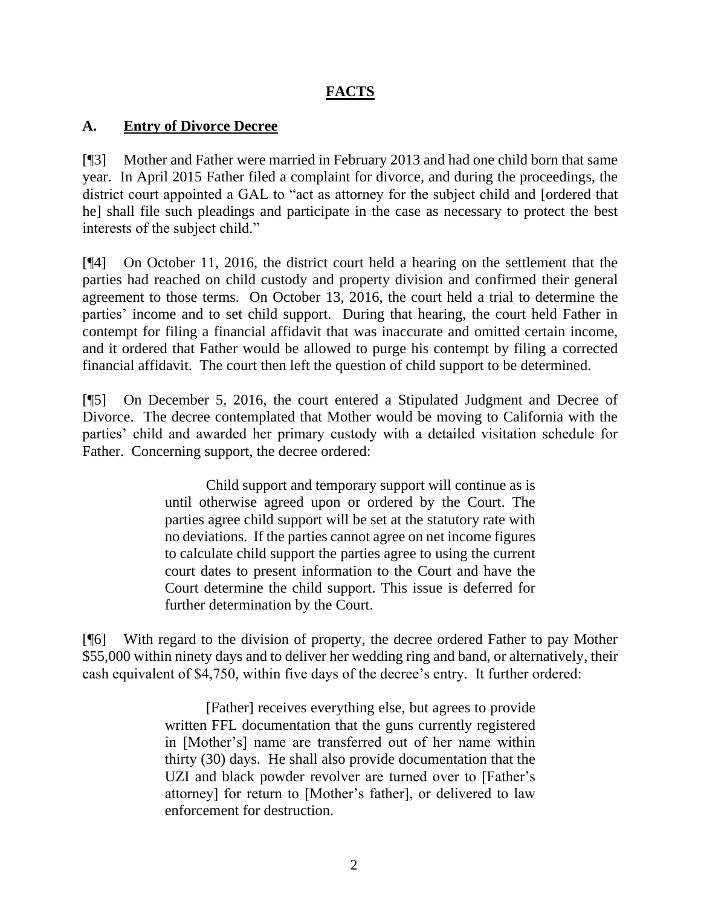## FACTS

### A. Entry of Divorce Decree

[¶3] Mother and Father were married in February 2013 and had one child born that same year. In April 2015 Father filed a complaint for divorce, and during the proceedings, the district court appointed a GAL to "act as attorney for the subject child and [ordered that he] shall file such pleadings and participate in the case as necessary to protect the best interests of the subject child."

[¶4] On October 11, 2016, the district court held a hearing on the settlement that the parties had reached on child custody and property division and confirmed their general agreement to those terms. On October 13, 2016, the court held a trial to determine the parties' income and to set child support. During that hearing, the court held Father in contempt for filing a financial affidavit that was inaccurate and omitted certain income, and it ordered that Father would be allowed to purge his contempt by filing a corrected financial affidavit. The court then left the question of child support to be determined.

[¶5] On December 5, 2016, the court entered a Stipulated Judgment and Decree of Divorce. The decree contemplated that Mother would be moving to California with the parties' child and awarded her primary custody with a detailed visitation schedule for Father. Concerning support, the decree ordered:

> Child support and temporary support will continue as is until otherwise agreed upon or ordered by the Court. The parties agree child support will be set at the statutory rate with no deviations. If the parties cannot agree on net income figures to calculate child support the parties agree to using the current court dates to present information to the Court and have the Court determine the child support. This issue is deferred for further determination by the Court.

[¶6] With regard to the division of property, the decree ordered Father to pay Mother $55,000 within ninety days and to deliver her wedding ring and band, or alternatively, their cash equivalent of $4,750, within five days of the decree's entry. It further ordered:

> [Father] receives everything else, but agrees to provide written FFL documentation that the guns currently registered in [Mother's] name are transferred out of her name within thirty (30) days. He shall also provide documentation that the UZI and black powder revolver are turned over to [Father's attorney] for return to [Mother's father], or delivered to law enforcement for destruction.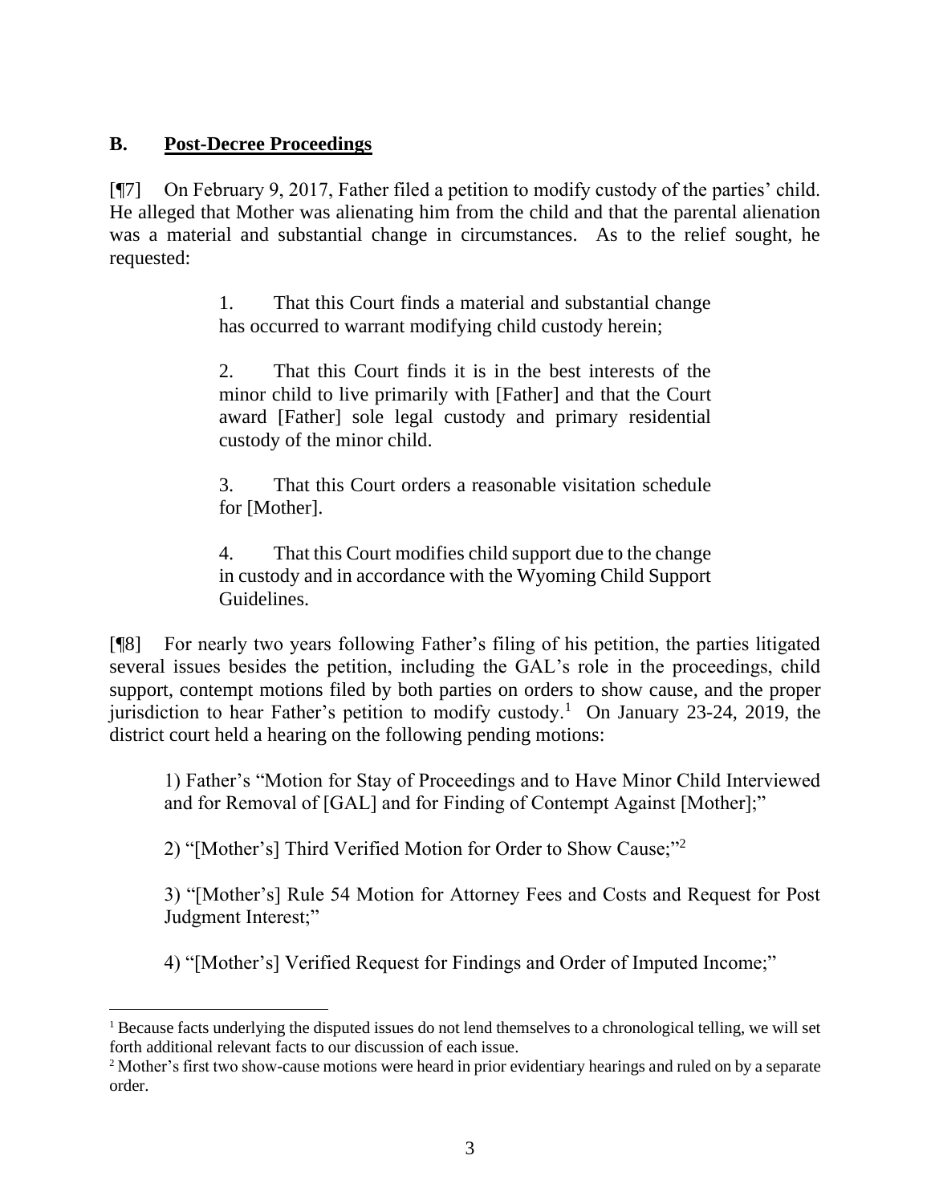### B. Post-Decree Proceedings

[¶7] On February 9, 2017, Father filed a petition to modify custody of the parties' child. He alleged that Mother was alienating him from the child and that the parental alienation was a material and substantial change in circumstances. As to the relief sought, he requested:

> 1. That this Court finds a material and substantial change has occurred to warrant modifying child custody herein;
>
> 2. That this Court finds it is in the best interests of the minor child to live primarily with [Father] and that the Court award [Father] sole legal custody and primary residential custody of the minor child.
>
> 3. That this Court orders a reasonable visitation schedule for [Mother].
>
> 4. That this Court modifies child support due to the change in custody and in accordance with the Wyoming Child Support Guidelines.

[¶8] For nearly two years following Father's filing of his petition, the parties litigated several issues besides the petition, including the GAL's role in the proceedings, child support, contempt motions filed by both parties on orders to show cause, and the proper jurisdiction to hear Father's petition to modify custody.[1] On January 23-24, 2019, the district court held a hearing on the following pending motions:

> 1) Father's "Motion for Stay of Proceedings and to Have Minor Child Interviewed and for Removal of [GAL] and for Finding of Contempt Against [Mother];"
>
> 2) "[Mother's] Third Verified Motion for Order to Show Cause;"[2]
>
> 3) "[Mother's] Rule 54 Motion for Attorney Fees and Costs and Request for Post Judgment Interest;"
>
> 4) "[Mother's] Verified Request for Findings and Order of Imputed Income;"

---

[1] Because facts underlying the disputed issues do not lend themselves to a chronological telling, we will set forth additional relevant facts to our discussion of each issue.

[2] Mother's first two show-cause motions were heard in prior evidentiary hearings and ruled on by a separate order.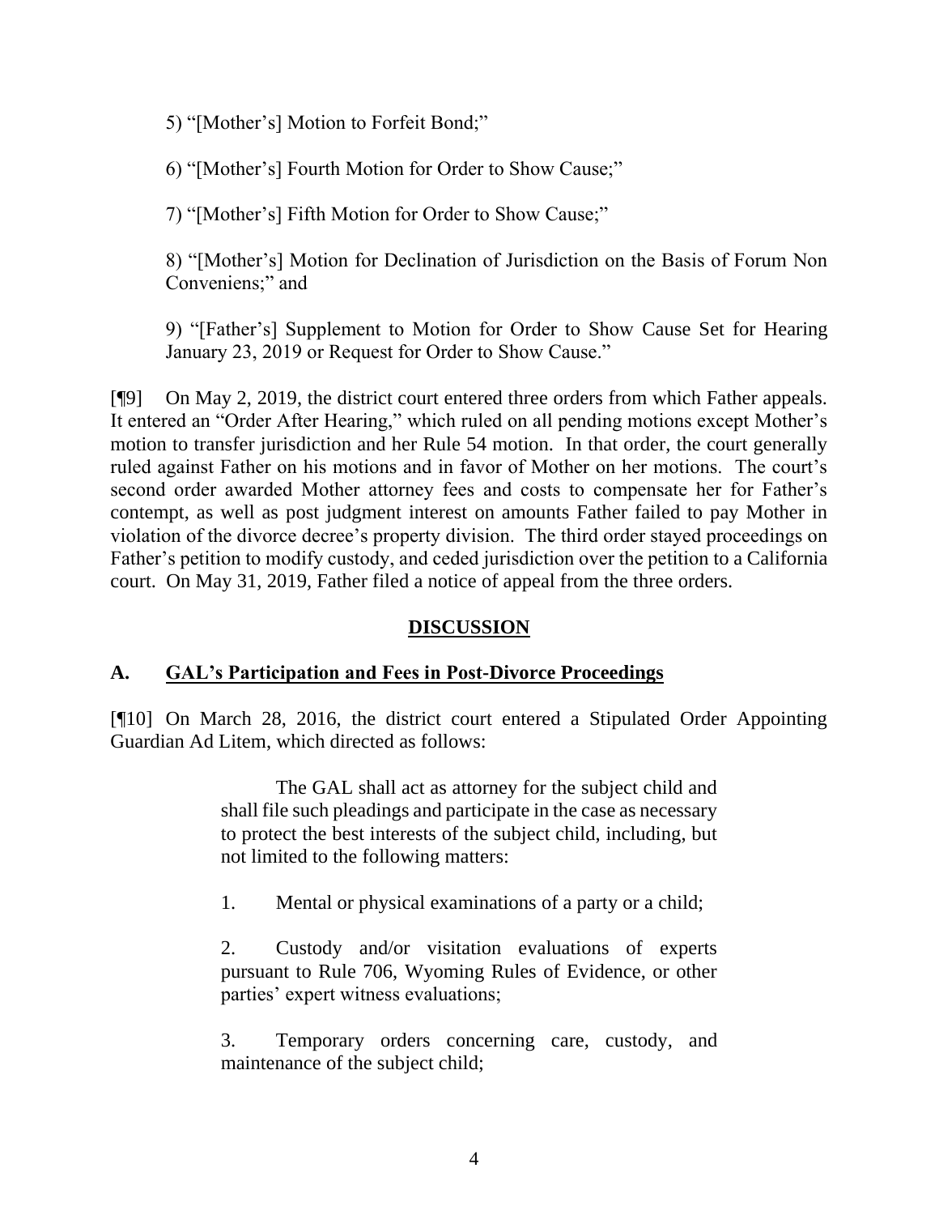5) "[Mother's] Motion to Forfeit Bond;"

6) "[Mother's] Fourth Motion for Order to Show Cause;"

7) "[Mother's] Fifth Motion for Order to Show Cause;"

8) "[Mother's] Motion for Declination of Jurisdiction on the Basis of Forum Non Conveniens;" and

9) "[Father's] Supplement to Motion for Order to Show Cause Set for Hearing January 23, 2019 or Request for Order to Show Cause."

[¶9] On May 2, 2019, the district court entered three orders from which Father appeals. It entered an "Order After Hearing," which ruled on all pending motions except Mother's motion to transfer jurisdiction and her Rule 54 motion. In that order, the court generally ruled against Father on his motions and in favor of Mother on her motions. The court's second order awarded Mother attorney fees and costs to compensate her for Father's contempt, as well as post judgment interest on amounts Father failed to pay Mother in violation of the divorce decree's property division. The third order stayed proceedings on Father's petition to modify custody, and ceded jurisdiction over the petition to a California court. On May 31, 2019, Father filed a notice of appeal from the three orders.

## DISCUSSION

### A. GAL's Participation and Fees in Post-Divorce Proceedings

[¶10] On March 28, 2016, the district court entered a Stipulated Order Appointing Guardian Ad Litem, which directed as follows:

> The GAL shall act as attorney for the subject child and shall file such pleadings and participate in the case as necessary to protect the best interests of the subject child, including, but not limited to the following matters:
>
> 1. Mental or physical examinations of a party or a child;
>
> 2. Custody and/or visitation evaluations of experts pursuant to Rule 706, Wyoming Rules of Evidence, or other parties' expert witness evaluations;
>
> 3. Temporary orders concerning care, custody, and maintenance of the subject child;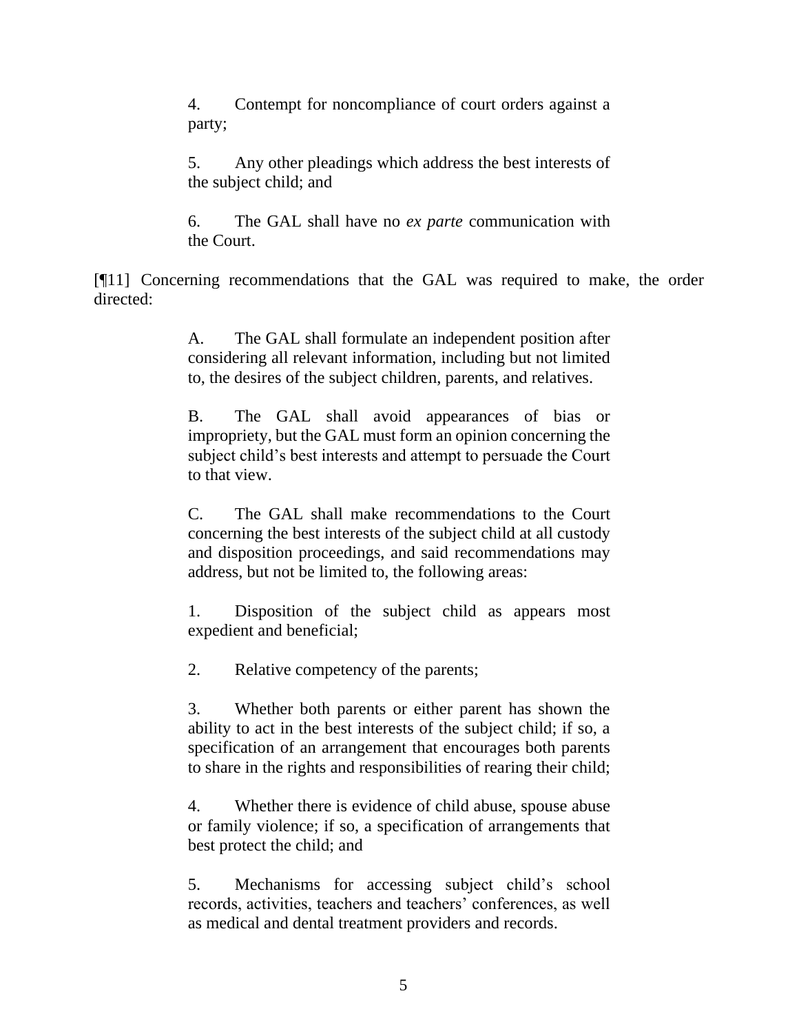> 4. Contempt for noncompliance of court orders against a party;
>
> 5. Any other pleadings which address the best interests of the subject child; and
>
> 6. The GAL shall have no *ex parte* communication with the Court.

[¶11] Concerning recommendations that the GAL was required to make, the order directed:

> A. The GAL shall formulate an independent position after considering all relevant information, including but not limited to, the desires of the subject children, parents, and relatives.
>
> B. The GAL shall avoid appearances of bias or impropriety, but the GAL must form an opinion concerning the subject child's best interests and attempt to persuade the Court to that view.
>
> C. The GAL shall make recommendations to the Court concerning the best interests of the subject child at all custody and disposition proceedings, and said recommendations may address, but not be limited to, the following areas:
>
> 1. Disposition of the subject child as appears most expedient and beneficial;
>
> 2. Relative competency of the parents;
>
> 3. Whether both parents or either parent has shown the ability to act in the best interests of the subject child; if so, a specification of an arrangement that encourages both parents to share in the rights and responsibilities of rearing their child;
>
> 4. Whether there is evidence of child abuse, spouse abuse or family violence; if so, a specification of arrangements that best protect the child; and
>
> 5. Mechanisms for accessing subject child's school records, activities, teachers and teachers' conferences, as well as medical and dental treatment providers and records.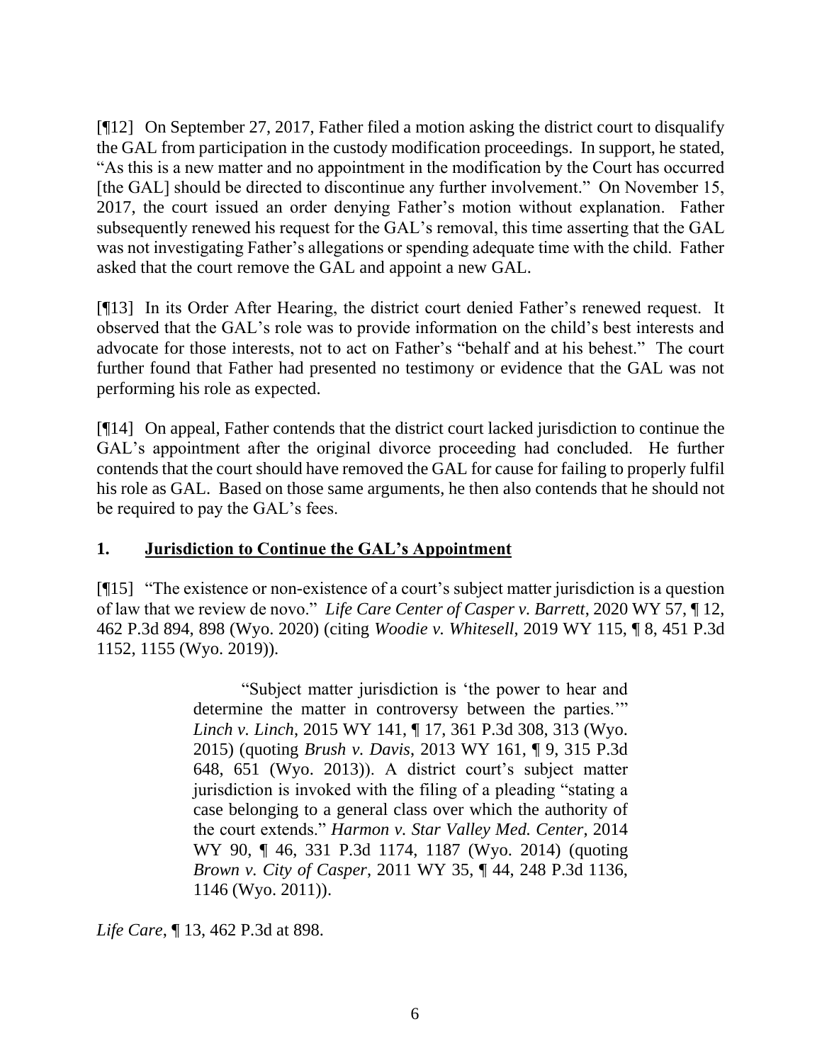[¶12] On September 27, 2017, Father filed a motion asking the district court to disqualify the GAL from participation in the custody modification proceedings. In support, he stated, "As this is a new matter and no appointment in the modification by the Court has occurred [the GAL] should be directed to discontinue any further involvement." On November 15, 2017, the court issued an order denying Father's motion without explanation. Father subsequently renewed his request for the GAL's removal, this time asserting that the GAL was not investigating Father's allegations or spending adequate time with the child. Father asked that the court remove the GAL and appoint a new GAL.

[¶13] In its Order After Hearing, the district court denied Father's renewed request. It observed that the GAL's role was to provide information on the child's best interests and advocate for those interests, not to act on Father's "behalf and at his behest." The court further found that Father had presented no testimony or evidence that the GAL was not performing his role as expected.

[¶14] On appeal, Father contends that the district court lacked jurisdiction to continue the GAL's appointment after the original divorce proceeding had concluded. He further contends that the court should have removed the GAL for cause for failing to properly fulfil his role as GAL. Based on those same arguments, he then also contends that he should not be required to pay the GAL's fees.

## 1. <u>Jurisdiction to Continue the GAL's Appointment</u>

[¶15] "The existence or non-existence of a court's subject matter jurisdiction is a question of law that we review de novo." *Life Care Center of Casper v. Barrett*, 2020 WY 57, ¶ 12, 462 P.3d 894, 898 (Wyo. 2020) (citing *Woodie v. Whitesell*, 2019 WY 115, ¶ 8, 451 P.3d 1152, 1155 (Wyo. 2019)).

> "Subject matter jurisdiction is 'the power to hear and determine the matter in controversy between the parties.'" *Linch v. Linch*, 2015 WY 141, ¶ 17, 361 P.3d 308, 313 (Wyo. 2015) (quoting *Brush v. Davis*, 2013 WY 161, ¶ 9, 315 P.3d 648, 651 (Wyo. 2013)). A district court's subject matter jurisdiction is invoked with the filing of a pleading "stating a case belonging to a general class over which the authority of the court extends." *Harmon v. Star Valley Med. Center*, 2014 WY 90, ¶ 46, 331 P.3d 1174, 1187 (Wyo. 2014) (quoting *Brown v. City of Casper*, 2011 WY 35, ¶ 44, 248 P.3d 1136, 1146 (Wyo. 2011)).

*Life Care*, ¶ 13, 462 P.3d at 898.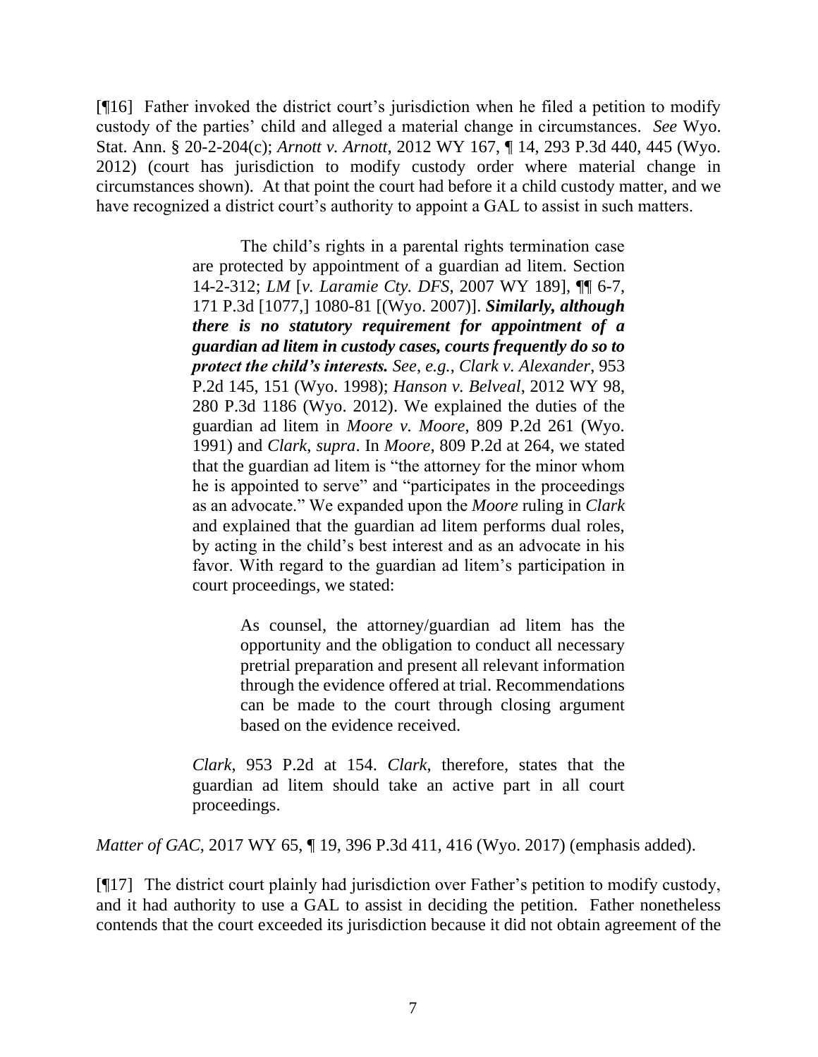[¶16] Father invoked the district court's jurisdiction when he filed a petition to modify custody of the parties' child and alleged a material change in circumstances. *See* Wyo. Stat. Ann. § 20-2-204(c); *Arnott v. Arnott*, 2012 WY 167, ¶ 14, 293 P.3d 440, 445 (Wyo. 2012) (court has jurisdiction to modify custody order where material change in circumstances shown). At that point the court had before it a child custody matter, and we have recognized a district court's authority to appoint a GAL to assist in such matters.

> The child's rights in a parental rights termination case are protected by appointment of a guardian ad litem. Section 14-2-312; *LM* [*v. Laramie Cty. DFS*, 2007 WY 189], ¶¶ 6-7, 171 P.3d [1077,] 1080-81 [(Wyo. 2007)]. ***Similarly, although there is no statutory requirement for appointment of a guardian ad litem in custody cases, courts frequently do so to protect the child's interests.*** *See, e.g.*, *Clark v. Alexander*, 953 P.2d 145, 151 (Wyo. 1998); *Hanson v. Belveal*, 2012 WY 98, 280 P.3d 1186 (Wyo. 2012). We explained the duties of the guardian ad litem in *Moore v. Moore*, 809 P.2d 261 (Wyo. 1991) and *Clark*, *supra*. In *Moore*, 809 P.2d at 264, we stated that the guardian ad litem is "the attorney for the minor whom he is appointed to serve" and "participates in the proceedings as an advocate." We expanded upon the *Moore* ruling in *Clark* and explained that the guardian ad litem performs dual roles, by acting in the child's best interest and as an advocate in his favor. With regard to the guardian ad litem's participation in court proceedings, we stated:
>
> > As counsel, the attorney/guardian ad litem has the opportunity and the obligation to conduct all necessary pretrial preparation and present all relevant information through the evidence offered at trial. Recommendations can be made to the court through closing argument based on the evidence received.
>
> *Clark*, 953 P.2d at 154. *Clark*, therefore, states that the guardian ad litem should take an active part in all court proceedings.

*Matter of GAC*, 2017 WY 65, ¶ 19, 396 P.3d 411, 416 (Wyo. 2017) (emphasis added).

[¶17] The district court plainly had jurisdiction over Father's petition to modify custody, and it had authority to use a GAL to assist in deciding the petition. Father nonetheless contends that the court exceeded its jurisdiction because it did not obtain agreement of the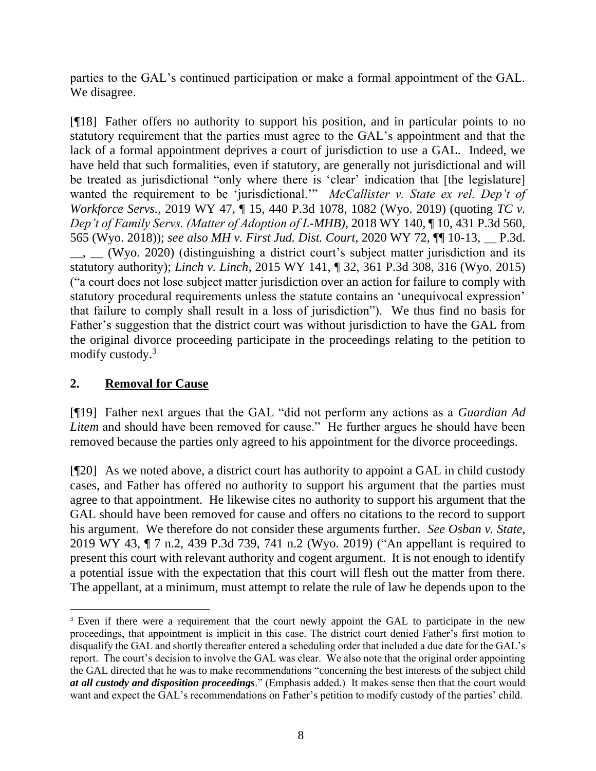parties to the GAL's continued participation or make a formal appointment of the GAL. We disagree.

[¶18] Father offers no authority to support his position, and in particular points to no statutory requirement that the parties must agree to the GAL's appointment and that the lack of a formal appointment deprives a court of jurisdiction to use a GAL. Indeed, we have held that such formalities, even if statutory, are generally not jurisdictional and will be treated as jurisdictional "only where there is 'clear' indication that [the legislature] wanted the requirement to be 'jurisdictional.'" *McCallister v. State ex rel. Dep't of Workforce Servs.*, 2019 WY 47, ¶ 15, 440 P.3d 1078, 1082 (Wyo. 2019) (quoting *TC v. Dep't of Family Servs. (Matter of Adoption of L-MHB)*, 2018 WY 140, ¶ 10, 431 P.3d 560, 565 (Wyo. 2018)); *see also MH v. First Jud. Dist. Court*, 2020 WY 72, ¶¶ 10-13, __ P.3d. __, __ (Wyo. 2020) (distinguishing a district court's subject matter jurisdiction and its statutory authority); *Linch v. Linch*, 2015 WY 141, ¶ 32, 361 P.3d 308, 316 (Wyo. 2015) ("a court does not lose subject matter jurisdiction over an action for failure to comply with statutory procedural requirements unless the statute contains an 'unequivocal expression' that failure to comply shall result in a loss of jurisdiction"). We thus find no basis for Father's suggestion that the district court was without jurisdiction to have the GAL from the original divorce proceeding participate in the proceedings relating to the petition to modify custody.[3]

## 2. Removal for Cause

[¶19] Father next argues that the GAL "did not perform any actions as a *Guardian Ad Litem* and should have been removed for cause." He further argues he should have been removed because the parties only agreed to his appointment for the divorce proceedings.

[¶20] As we noted above, a district court has authority to appoint a GAL in child custody cases, and Father has offered no authority to support his argument that the parties must agree to that appointment. He likewise cites no authority to support his argument that the GAL should have been removed for cause and offers no citations to the record to support his argument. We therefore do not consider these arguments further. *See Osban v. State*, 2019 WY 43, ¶ 7 n.2, 439 P.3d 739, 741 n.2 (Wyo. 2019) ("An appellant is required to present this court with relevant authority and cogent argument. It is not enough to identify a potential issue with the expectation that this court will flesh out the matter from there. The appellant, at a minimum, must attempt to relate the rule of law he depends upon to the

---

[3] Even if there were a requirement that the court newly appoint the GAL to participate in the new proceedings, that appointment is implicit in this case. The district court denied Father's first motion to disqualify the GAL and shortly thereafter entered a scheduling order that included a due date for the GAL's report. The court's decision to involve the GAL was clear. We also note that the original order appointing the GAL directed that he was to make recommendations "concerning the best interests of the subject child ***at all custody and disposition proceedings***." (Emphasis added.) It makes sense then that the court would want and expect the GAL's recommendations on Father's petition to modify custody of the parties' child.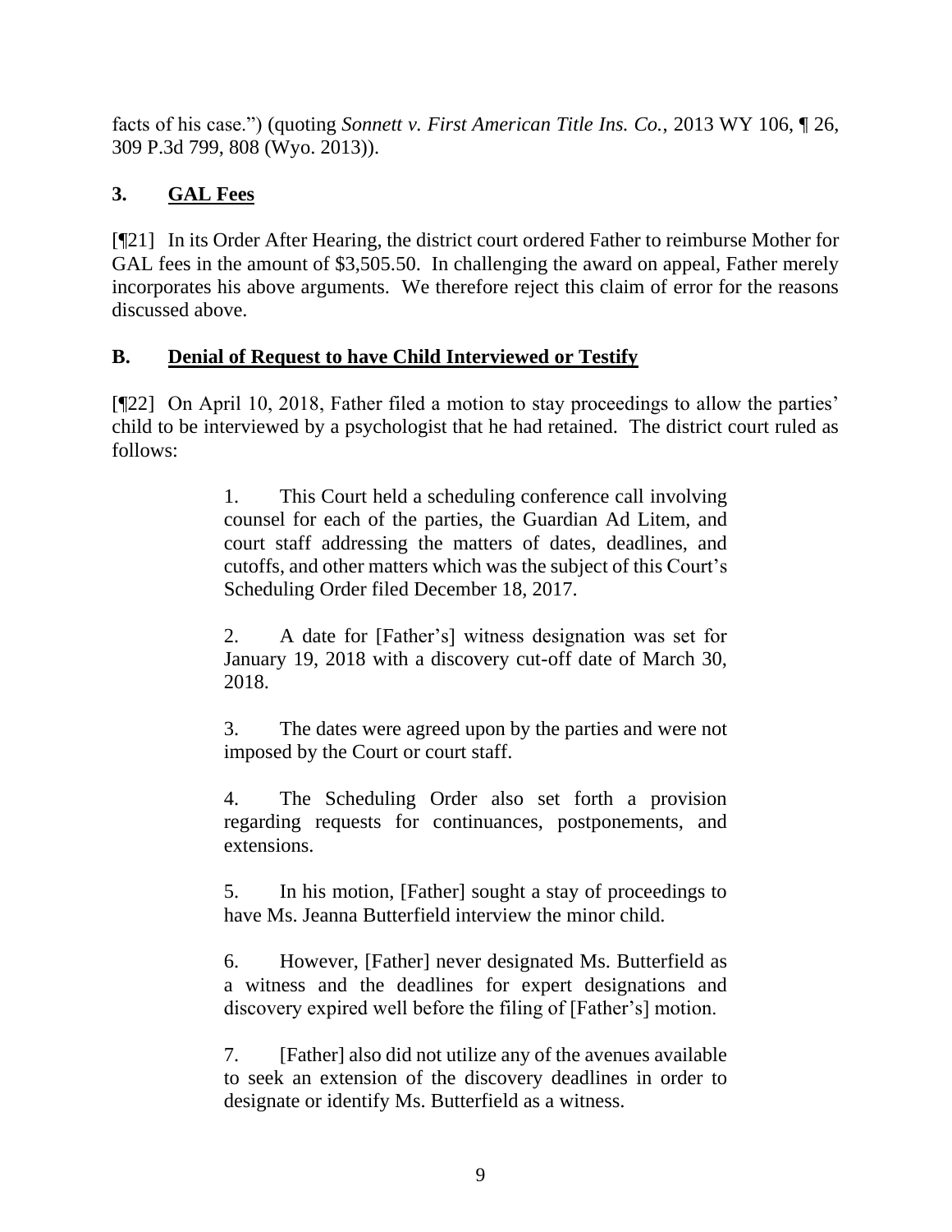facts of his case.") (quoting *Sonnett v. First American Title Ins. Co.*, 2013 WY 106, ¶ 26, 309 P.3d 799, 808 (Wyo. 2013)).

### 3. <u>GAL Fees</u>

[¶21] In its Order After Hearing, the district court ordered Father to reimburse Mother for GAL fees in the amount of $3,505.50. In challenging the award on appeal, Father merely incorporates his above arguments. We therefore reject this claim of error for the reasons discussed above.

## B. <u>Denial of Request to have Child Interviewed or Testify</u>

[¶22] On April 10, 2018, Father filed a motion to stay proceedings to allow the parties' child to be interviewed by a psychologist that he had retained. The district court ruled as follows:

> 1. This Court held a scheduling conference call involving counsel for each of the parties, the Guardian Ad Litem, and court staff addressing the matters of dates, deadlines, and cutoffs, and other matters which was the subject of this Court's Scheduling Order filed December 18, 2017.
>
> 2. A date for [Father's] witness designation was set for January 19, 2018 with a discovery cut-off date of March 30, 2018.
>
> 3. The dates were agreed upon by the parties and were not imposed by the Court or court staff.
>
> 4. The Scheduling Order also set forth a provision regarding requests for continuances, postponements, and extensions.
>
> 5. In his motion, [Father] sought a stay of proceedings to have Ms. Jeanna Butterfield interview the minor child.
>
> 6. However, [Father] never designated Ms. Butterfield as a witness and the deadlines for expert designations and discovery expired well before the filing of [Father's] motion.
>
> 7. [Father] also did not utilize any of the avenues available to seek an extension of the discovery deadlines in order to designate or identify Ms. Butterfield as a witness.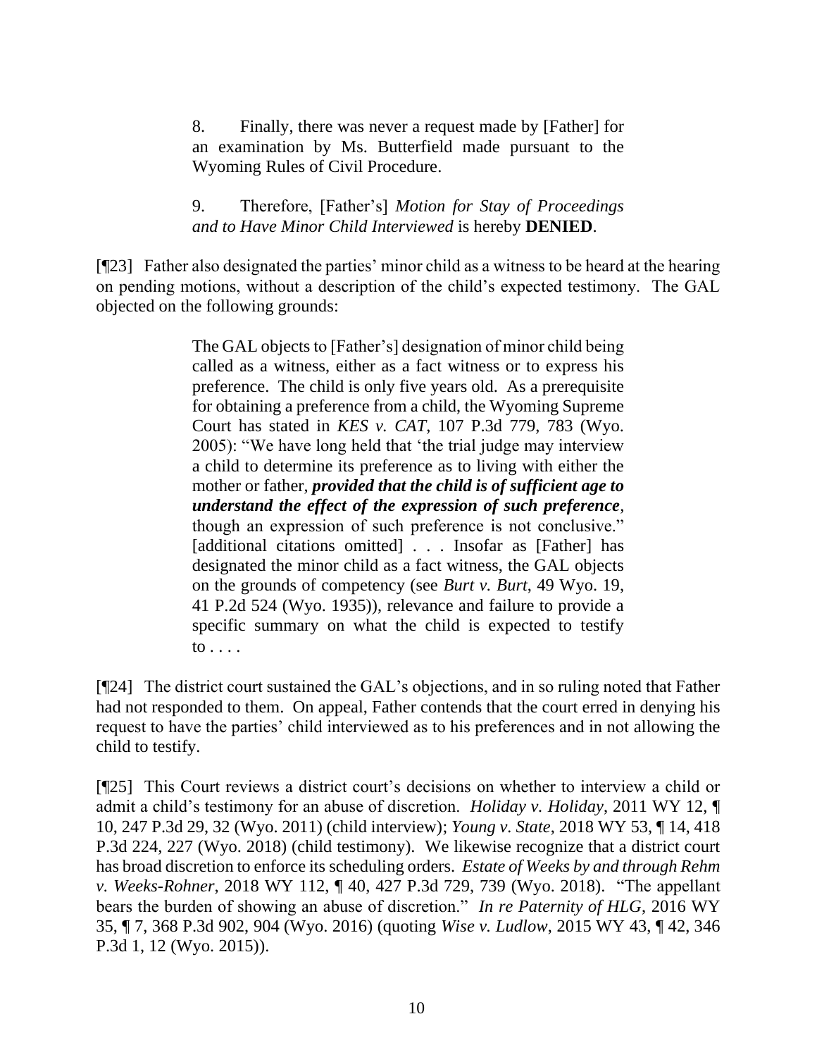> 8. Finally, there was never a request made by [Father] for an examination by Ms. Butterfield made pursuant to the Wyoming Rules of Civil Procedure.
>
> 9. Therefore, [Father's] *Motion for Stay of Proceedings and to Have Minor Child Interviewed* is hereby **DENIED**.

[¶23] Father also designated the parties' minor child as a witness to be heard at the hearing on pending motions, without a description of the child's expected testimony. The GAL objected on the following grounds:

> The GAL objects to [Father's] designation of minor child being called as a witness, either as a fact witness or to express his preference. The child is only five years old. As a prerequisite for obtaining a preference from a child, the Wyoming Supreme Court has stated in *KES v. CAT*, 107 P.3d 779, 783 (Wyo. 2005): "We have long held that 'the trial judge may interview a child to determine its preference as to living with either the mother or father, ***provided that the child is of sufficient age to understand the effect of the expression of such preference***, though an expression of such preference is not conclusive." [additional citations omitted] . . . Insofar as [Father] has designated the minor child as a fact witness, the GAL objects on the grounds of competency (see *Burt v. Burt*, 49 Wyo. 19, 41 P.2d 524 (Wyo. 1935)), relevance and failure to provide a specific summary on what the child is expected to testify to . . . .

[¶24] The district court sustained the GAL's objections, and in so ruling noted that Father had not responded to them. On appeal, Father contends that the court erred in denying his request to have the parties' child interviewed as to his preferences and in not allowing the child to testify.

[¶25] This Court reviews a district court's decisions on whether to interview a child or admit a child's testimony for an abuse of discretion. *Holiday v. Holiday*, 2011 WY 12, ¶ 10, 247 P.3d 29, 32 (Wyo. 2011) (child interview); *Young v. State*, 2018 WY 53, ¶ 14, 418 P.3d 224, 227 (Wyo. 2018) (child testimony). We likewise recognize that a district court has broad discretion to enforce its scheduling orders. *Estate of Weeks by and through Rehm v. Weeks-Rohner*, 2018 WY 112, ¶ 40, 427 P.3d 729, 739 (Wyo. 2018). "The appellant bears the burden of showing an abuse of discretion." *In re Paternity of HLG*, 2016 WY 35, ¶ 7, 368 P.3d 902, 904 (Wyo. 2016) (quoting *Wise v. Ludlow*, 2015 WY 43, ¶ 42, 346 P.3d 1, 12 (Wyo. 2015)).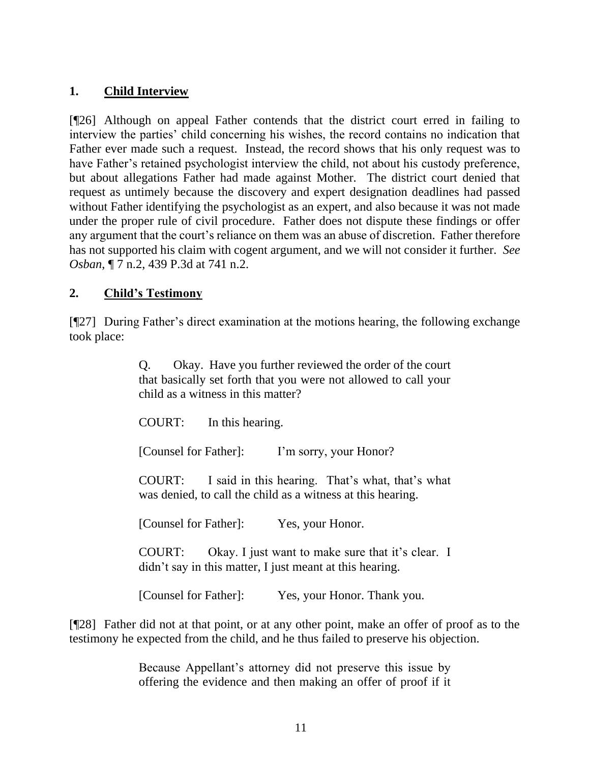## 1. **Child Interview**

[¶26] Although on appeal Father contends that the district court erred in failing to interview the parties' child concerning his wishes, the record contains no indication that Father ever made such a request. Instead, the record shows that his only request was to have Father's retained psychologist interview the child, not about his custody preference, but about allegations Father had made against Mother. The district court denied that request as untimely because the discovery and expert designation deadlines had passed without Father identifying the psychologist as an expert, and also because it was not made under the proper rule of civil procedure. Father does not dispute these findings or offer any argument that the court's reliance on them was an abuse of discretion. Father therefore has not supported his claim with cogent argument, and we will not consider it further. *See Osban*, ¶ 7 n.2, 439 P.3d at 741 n.2.

## 2. **Child's Testimony**

[¶27] During Father's direct examination at the motions hearing, the following exchange took place:

> Q. Okay. Have you further reviewed the order of the court that basically set forth that you were not allowed to call your child as a witness in this matter?
>
> COURT: In this hearing.
>
> [Counsel for Father]: I'm sorry, your Honor?
>
> COURT: I said in this hearing. That's what, that's what was denied, to call the child as a witness at this hearing.
>
> [Counsel for Father]: Yes, your Honor.
>
> COURT: Okay. I just want to make sure that it's clear. I didn't say in this matter, I just meant at this hearing.
>
> [Counsel for Father]: Yes, your Honor. Thank you.

[¶28] Father did not at that point, or at any other point, make an offer of proof as to the testimony he expected from the child, and he thus failed to preserve his objection.

> Because Appellant's attorney did not preserve this issue by offering the evidence and then making an offer of proof if it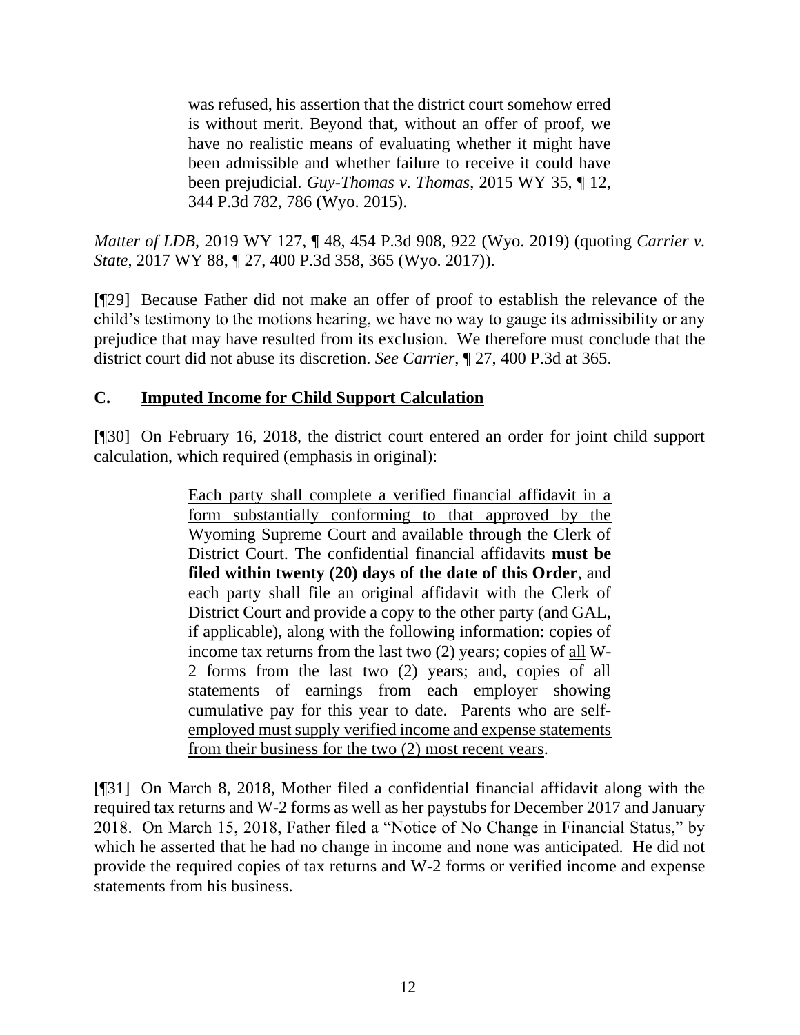> was refused, his assertion that the district court somehow erred is without merit. Beyond that, without an offer of proof, we have no realistic means of evaluating whether it might have been admissible and whether failure to receive it could have been prejudicial. *Guy-Thomas v. Thomas*, 2015 WY 35, ¶ 12, 344 P.3d 782, 786 (Wyo. 2015).

*Matter of LDB*, 2019 WY 127, ¶ 48, 454 P.3d 908, 922 (Wyo. 2019) (quoting *Carrier v. State*, 2017 WY 88, ¶ 27, 400 P.3d 358, 365 (Wyo. 2017)).

[¶29] Because Father did not make an offer of proof to establish the relevance of the child's testimony to the motions hearing, we have no way to gauge its admissibility or any prejudice that may have resulted from its exclusion. We therefore must conclude that the district court did not abuse its discretion. *See Carrier*, ¶ 27, 400 P.3d at 365.

## C. <u>Imputed Income for Child Support Calculation</u>

[¶30] On February 16, 2018, the district court entered an order for joint child support calculation, which required (emphasis in original):

> <u>Each party shall complete a verified financial affidavit in a form substantially conforming to that approved by the Wyoming Supreme Court and available through the Clerk of District Court</u>. The confidential financial affidavits **must be filed within twenty (20) days of the date of this Order**, and each party shall file an original affidavit with the Clerk of District Court and provide a copy to the other party (and GAL, if applicable), along with the following information: copies of income tax returns from the last two (2) years; copies of <u>all</u> W-2 forms from the last two (2) years; and, copies of all statements of earnings from each employer showing cumulative pay for this year to date. <u>Parents who are self-employed must supply verified income and expense statements from their business for the two (2) most recent years</u>.

[¶31] On March 8, 2018, Mother filed a confidential financial affidavit along with the required tax returns and W-2 forms as well as her paystubs for December 2017 and January 2018. On March 15, 2018, Father filed a "Notice of No Change in Financial Status," by which he asserted that he had no change in income and none was anticipated. He did not provide the required copies of tax returns and W-2 forms or verified income and expense statements from his business.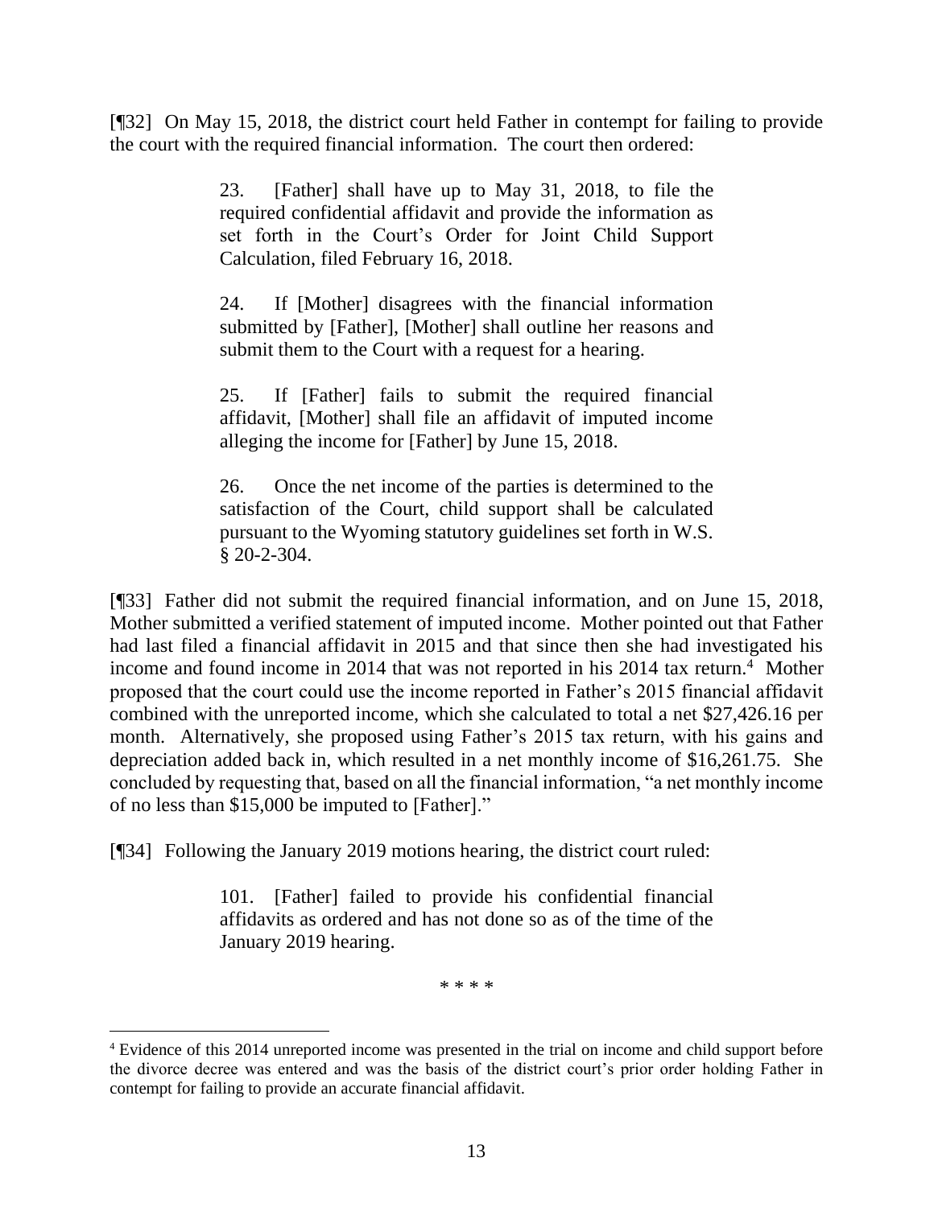[¶32] On May 15, 2018, the district court held Father in contempt for failing to provide the court with the required financial information. The court then ordered:

> 23. [Father] shall have up to May 31, 2018, to file the required confidential affidavit and provide the information as set forth in the Court's Order for Joint Child Support Calculation, filed February 16, 2018.
>
> 24. If [Mother] disagrees with the financial information submitted by [Father], [Mother] shall outline her reasons and submit them to the Court with a request for a hearing.
>
> 25. If [Father] fails to submit the required financial affidavit, [Mother] shall file an affidavit of imputed income alleging the income for [Father] by June 15, 2018.
>
> 26. Once the net income of the parties is determined to the satisfaction of the Court, child support shall be calculated pursuant to the Wyoming statutory guidelines set forth in W.S. § 20-2-304.

[¶33] Father did not submit the required financial information, and on June 15, 2018, Mother submitted a verified statement of imputed income. Mother pointed out that Father had last filed a financial affidavit in 2015 and that since then she had investigated his income and found income in 2014 that was not reported in his 2014 tax return.[4] Mother proposed that the court could use the income reported in Father's 2015 financial affidavit combined with the unreported income, which she calculated to total a net $27,426.16 per month. Alternatively, she proposed using Father's 2015 tax return, with his gains and depreciation added back in, which resulted in a net monthly income of $16,261.75. She concluded by requesting that, based on all the financial information, "a net monthly income of no less than $15,000 be imputed to [Father]."

[¶34] Following the January 2019 motions hearing, the district court ruled:

> 101. [Father] failed to provide his confidential financial affidavits as ordered and has not done so as of the time of the January 2019 hearing.
>
> \* \* \* \*

[4] Evidence of this 2014 unreported income was presented in the trial on income and child support before the divorce decree was entered and was the basis of the district court's prior order holding Father in contempt for failing to provide an accurate financial affidavit.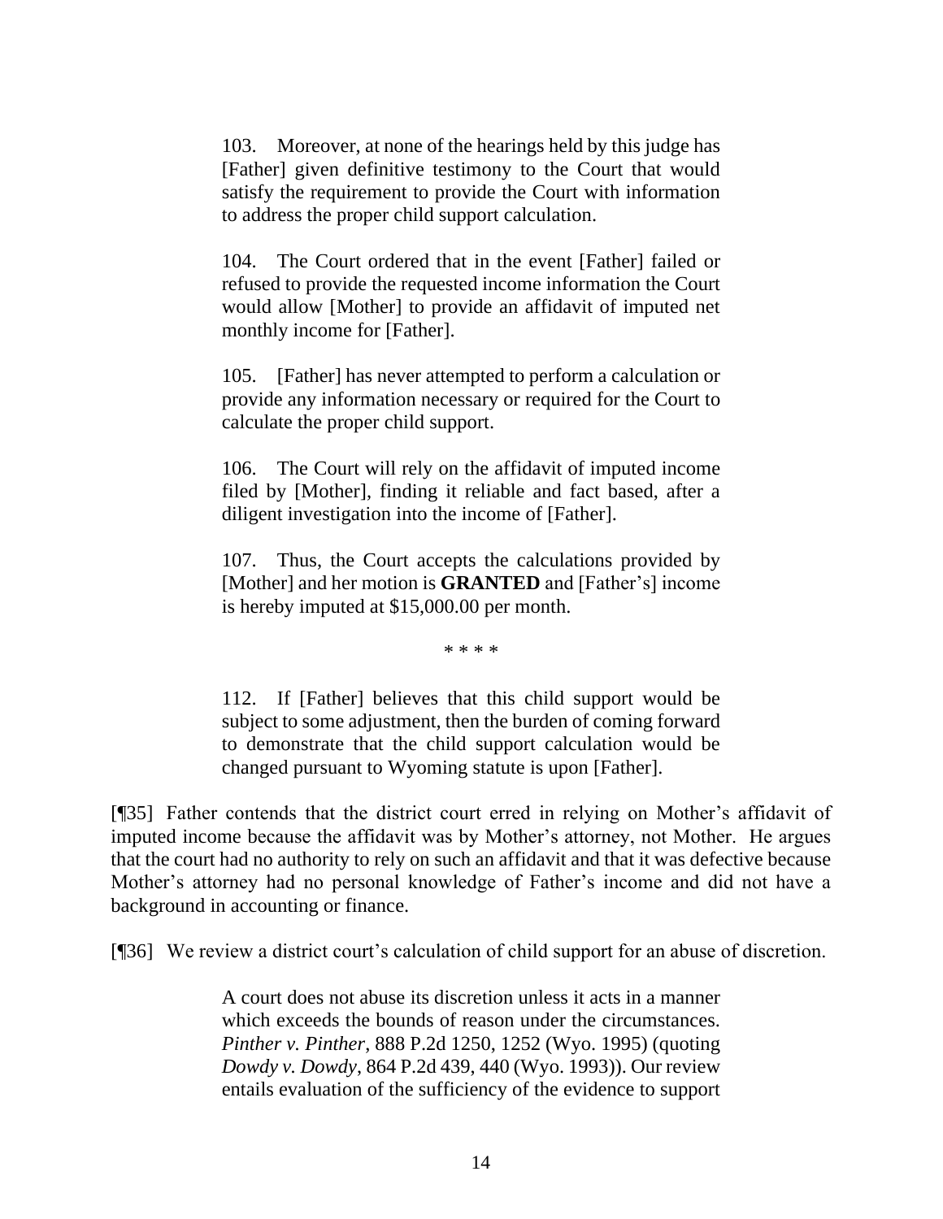> 103. Moreover, at none of the hearings held by this judge has [Father] given definitive testimony to the Court that would satisfy the requirement to provide the Court with information to address the proper child support calculation.
>
> 104. The Court ordered that in the event [Father] failed or refused to provide the requested income information the Court would allow [Mother] to provide an affidavit of imputed net monthly income for [Father].
>
> 105. [Father] has never attempted to perform a calculation or provide any information necessary or required for the Court to calculate the proper child support.
>
> 106. The Court will rely on the affidavit of imputed income filed by [Mother], finding it reliable and fact based, after a diligent investigation into the income of [Father].
>
> 107. Thus, the Court accepts the calculations provided by [Mother] and her motion is **GRANTED** and [Father's] income is hereby imputed at $15,000.00 per month.
>
> \* \* \* \*
>
> 112. If [Father] believes that this child support would be subject to some adjustment, then the burden of coming forward to demonstrate that the child support calculation would be changed pursuant to Wyoming statute is upon [Father].

[¶35] Father contends that the district court erred in relying on Mother's affidavit of imputed income because the affidavit was by Mother's attorney, not Mother. He argues that the court had no authority to rely on such an affidavit and that it was defective because Mother's attorney had no personal knowledge of Father's income and did not have a background in accounting or finance.

[¶36] We review a district court's calculation of child support for an abuse of discretion.

> A court does not abuse its discretion unless it acts in a manner which exceeds the bounds of reason under the circumstances. *Pinther v. Pinther*, 888 P.2d 1250, 1252 (Wyo. 1995) (quoting *Dowdy v. Dowdy*, 864 P.2d 439, 440 (Wyo. 1993)). Our review entails evaluation of the sufficiency of the evidence to support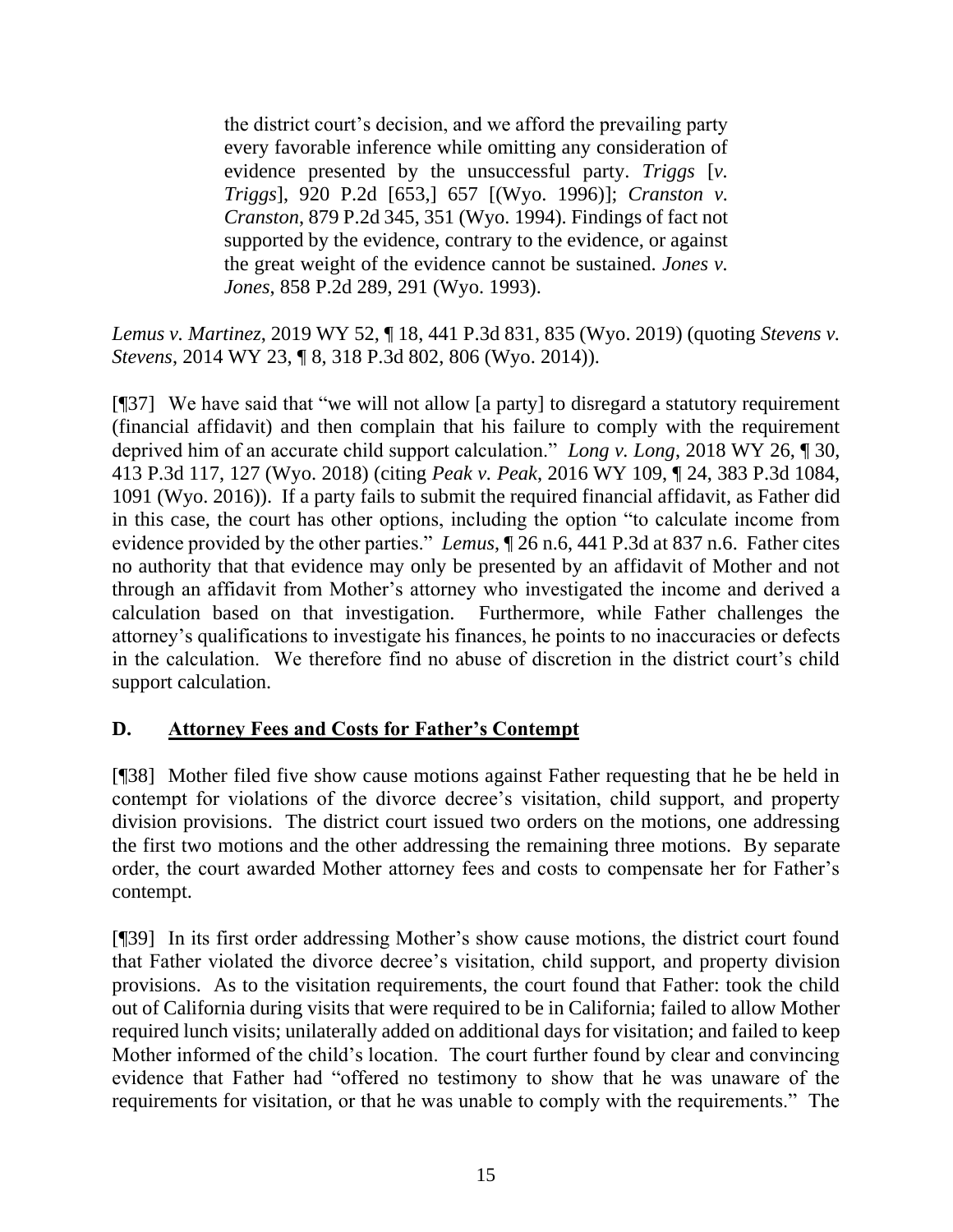> the district court's decision, and we afford the prevailing party every favorable inference while omitting any consideration of evidence presented by the unsuccessful party. *Triggs* [*v. Triggs*], 920 P.2d [653,] 657 [(Wyo. 1996)]; *Cranston v. Cranston*, 879 P.2d 345, 351 (Wyo. 1994). Findings of fact not supported by the evidence, contrary to the evidence, or against the great weight of the evidence cannot be sustained. *Jones v. Jones*, 858 P.2d 289, 291 (Wyo. 1993).

*Lemus v. Martinez*, 2019 WY 52, ¶ 18, 441 P.3d 831, 835 (Wyo. 2019) (quoting *Stevens v. Stevens*, 2014 WY 23, ¶ 8, 318 P.3d 802, 806 (Wyo. 2014)).

[¶37] We have said that "we will not allow [a party] to disregard a statutory requirement (financial affidavit) and then complain that his failure to comply with the requirement deprived him of an accurate child support calculation." *Long v. Long*, 2018 WY 26, ¶ 30, 413 P.3d 117, 127 (Wyo. 2018) (citing *Peak v. Peak*, 2016 WY 109, ¶ 24, 383 P.3d 1084, 1091 (Wyo. 2016)). If a party fails to submit the required financial affidavit, as Father did in this case, the court has other options, including the option "to calculate income from evidence provided by the other parties." *Lemus*, ¶ 26 n.6, 441 P.3d at 837 n.6. Father cites no authority that that evidence may only be presented by an affidavit of Mother and not through an affidavit from Mother's attorney who investigated the income and derived a calculation based on that investigation. Furthermore, while Father challenges the attorney's qualifications to investigate his finances, he points to no inaccuracies or defects in the calculation. We therefore find no abuse of discretion in the district court's child support calculation.

## D. Attorney Fees and Costs for Father's Contempt

[¶38] Mother filed five show cause motions against Father requesting that he be held in contempt for violations of the divorce decree's visitation, child support, and property division provisions. The district court issued two orders on the motions, one addressing the first two motions and the other addressing the remaining three motions. By separate order, the court awarded Mother attorney fees and costs to compensate her for Father's contempt.

[¶39] In its first order addressing Mother's show cause motions, the district court found that Father violated the divorce decree's visitation, child support, and property division provisions. As to the visitation requirements, the court found that Father: took the child out of California during visits that were required to be in California; failed to allow Mother required lunch visits; unilaterally added on additional days for visitation; and failed to keep Mother informed of the child's location. The court further found by clear and convincing evidence that Father had "offered no testimony to show that he was unaware of the requirements for visitation, or that he was unable to comply with the requirements." The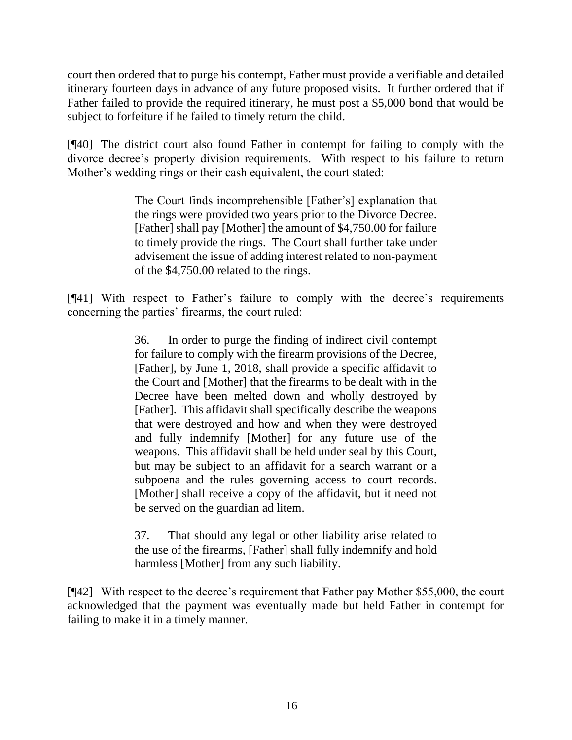court then ordered that to purge his contempt, Father must provide a verifiable and detailed itinerary fourteen days in advance of any future proposed visits. It further ordered that if Father failed to provide the required itinerary, he must post a $5,000 bond that would be subject to forfeiture if he failed to timely return the child.

[¶40] The district court also found Father in contempt for failing to comply with the divorce decree's property division requirements. With respect to his failure to return Mother's wedding rings or their cash equivalent, the court stated:

> The Court finds incomprehensible [Father's] explanation that the rings were provided two years prior to the Divorce Decree. [Father] shall pay [Mother] the amount of $4,750.00 for failure to timely provide the rings. The Court shall further take under advisement the issue of adding interest related to non-payment of the $4,750.00 related to the rings.

[¶41] With respect to Father's failure to comply with the decree's requirements concerning the parties' firearms, the court ruled:

> 36. In order to purge the finding of indirect civil contempt for failure to comply with the firearm provisions of the Decree, [Father], by June 1, 2018, shall provide a specific affidavit to the Court and [Mother] that the firearms to be dealt with in the Decree have been melted down and wholly destroyed by [Father]. This affidavit shall specifically describe the weapons that were destroyed and how and when they were destroyed and fully indemnify [Mother] for any future use of the weapons. This affidavit shall be held under seal by this Court, but may be subject to an affidavit for a search warrant or a subpoena and the rules governing access to court records. [Mother] shall receive a copy of the affidavit, but it need not be served on the guardian ad litem.
>
> 37. That should any legal or other liability arise related to the use of the firearms, [Father] shall fully indemnify and hold harmless [Mother] from any such liability.

[¶42] With respect to the decree's requirement that Father pay Mother $55,000, the court acknowledged that the payment was eventually made but held Father in contempt for failing to make it in a timely manner.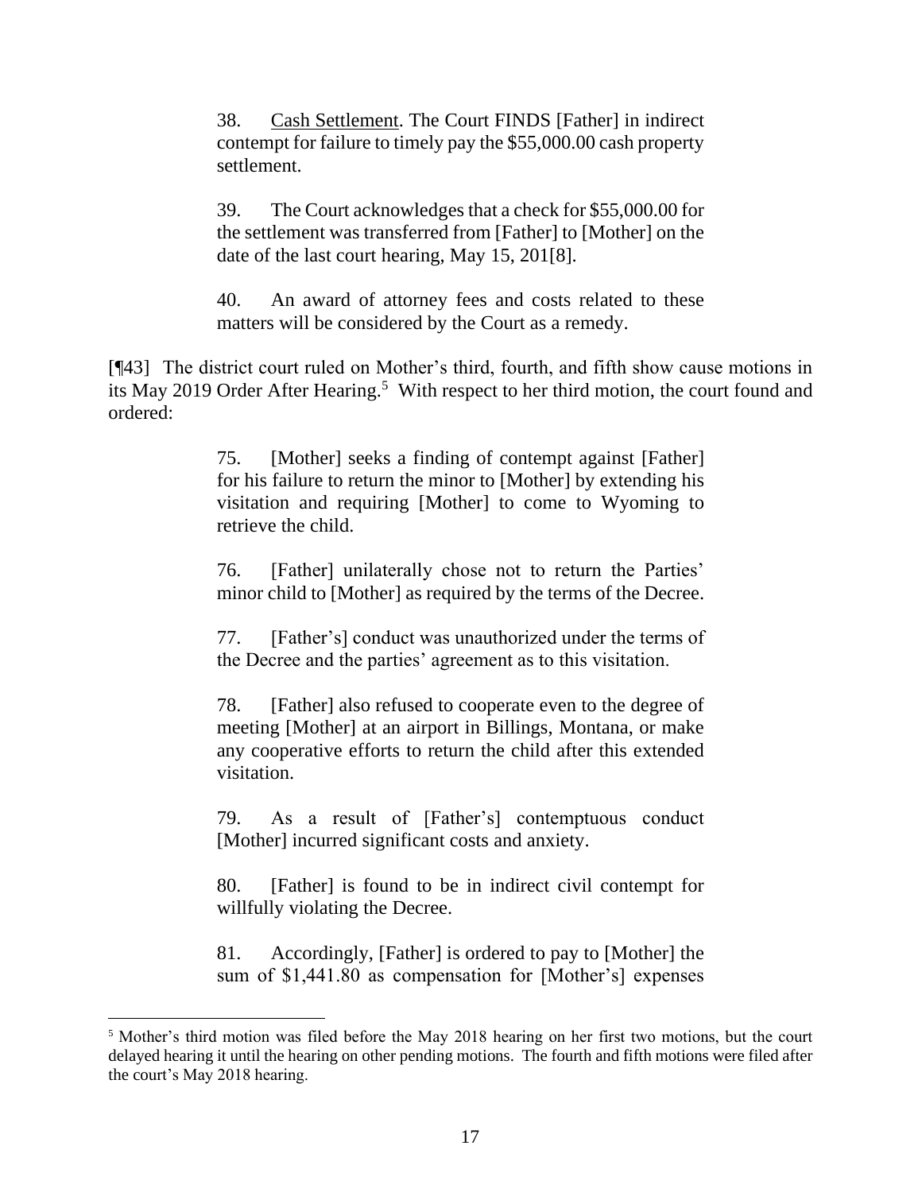> 38. Cash Settlement. The Court FINDS [Father] in indirect contempt for failure to timely pay the $55,000.00 cash property settlement.
>
> 39. The Court acknowledges that a check for $55,000.00 for the settlement was transferred from [Father] to [Mother] on the date of the last court hearing, May 15, 201[8].
>
> 40. An award of attorney fees and costs related to these matters will be considered by the Court as a remedy.

[¶43] The district court ruled on Mother's third, fourth, and fifth show cause motions in its May 2019 Order After Hearing.[5] With respect to her third motion, the court found and ordered:

> 75. [Mother] seeks a finding of contempt against [Father] for his failure to return the minor to [Mother] by extending his visitation and requiring [Mother] to come to Wyoming to retrieve the child.
>
> 76. [Father] unilaterally chose not to return the Parties' minor child to [Mother] as required by the terms of the Decree.
>
> 77. [Father's] conduct was unauthorized under the terms of the Decree and the parties' agreement as to this visitation.
>
> 78. [Father] also refused to cooperate even to the degree of meeting [Mother] at an airport in Billings, Montana, or make any cooperative efforts to return the child after this extended visitation.
>
> 79. As a result of [Father's] contemptuous conduct [Mother] incurred significant costs and anxiety.
>
> 80. [Father] is found to be in indirect civil contempt for willfully violating the Decree.
>
> 81. Accordingly, [Father] is ordered to pay to [Mother] the sum of $1,441.80 as compensation for [Mother's] expenses

[5] Mother's third motion was filed before the May 2018 hearing on her first two motions, but the court delayed hearing it until the hearing on other pending motions. The fourth and fifth motions were filed after the court's May 2018 hearing.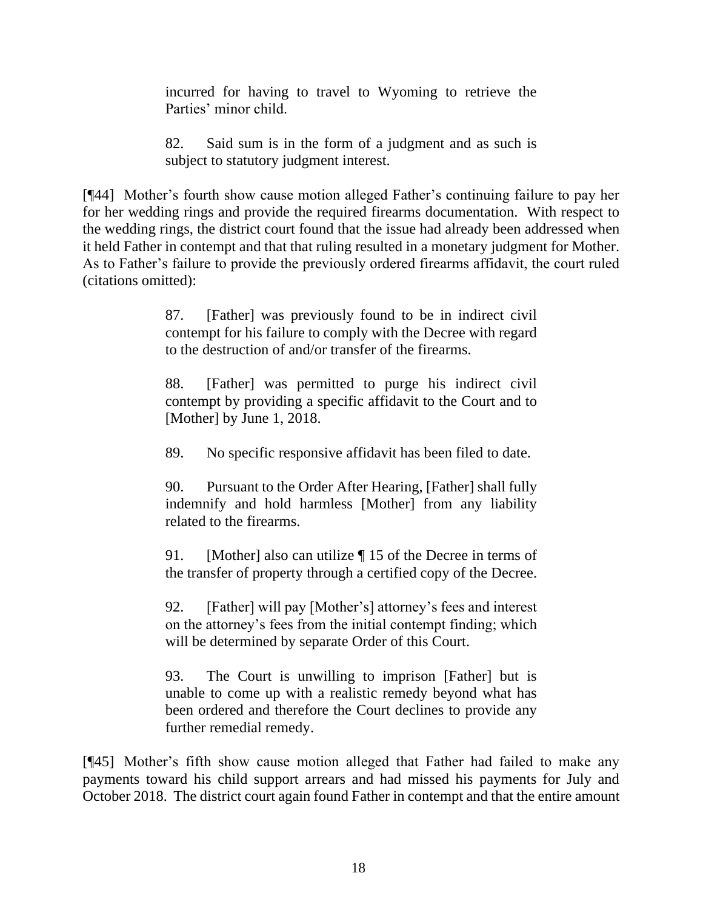> incurred for having to travel to Wyoming to retrieve the Parties' minor child.
>
> 82. Said sum is in the form of a judgment and as such is subject to statutory judgment interest.

[¶44] Mother's fourth show cause motion alleged Father's continuing failure to pay her for her wedding rings and provide the required firearms documentation. With respect to the wedding rings, the district court found that the issue had already been addressed when it held Father in contempt and that that ruling resulted in a monetary judgment for Mother. As to Father's failure to provide the previously ordered firearms affidavit, the court ruled (citations omitted):

> 87. [Father] was previously found to be in indirect civil contempt for his failure to comply with the Decree with regard to the destruction of and/or transfer of the firearms.
>
> 88. [Father] was permitted to purge his indirect civil contempt by providing a specific affidavit to the Court and to [Mother] by June 1, 2018.
>
> 89. No specific responsive affidavit has been filed to date.
>
> 90. Pursuant to the Order After Hearing, [Father] shall fully indemnify and hold harmless [Mother] from any liability related to the firearms.
>
> 91. [Mother] also can utilize ¶ 15 of the Decree in terms of the transfer of property through a certified copy of the Decree.
>
> 92. [Father] will pay [Mother's] attorney's fees and interest on the attorney's fees from the initial contempt finding; which will be determined by separate Order of this Court.
>
> 93. The Court is unwilling to imprison [Father] but is unable to come up with a realistic remedy beyond what has been ordered and therefore the Court declines to provide any further remedial remedy.

[¶45] Mother's fifth show cause motion alleged that Father had failed to make any payments toward his child support arrears and had missed his payments for July and October 2018. The district court again found Father in contempt and that the entire amount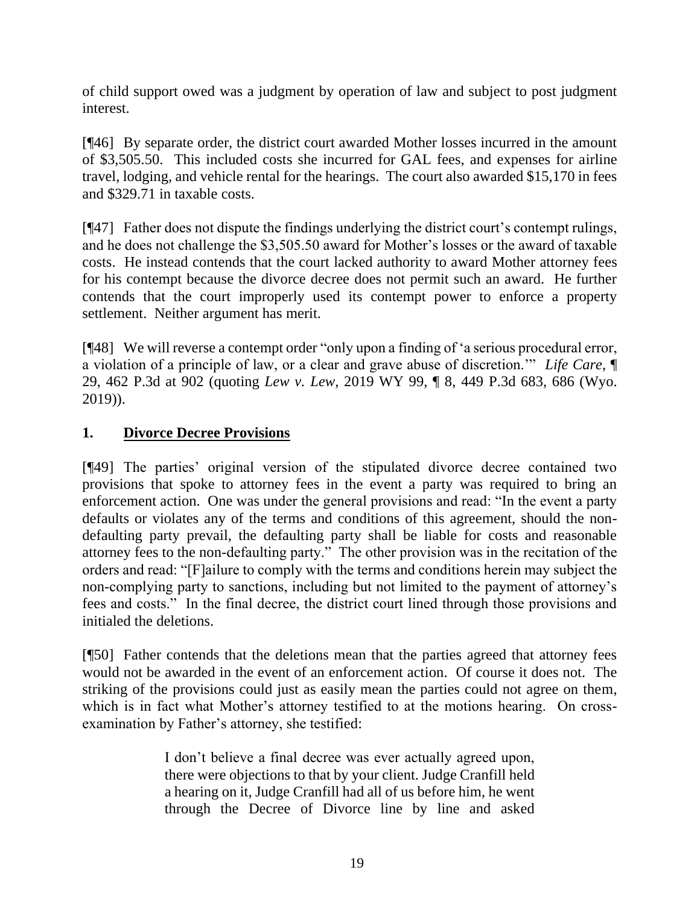of child support owed was a judgment by operation of law and subject to post judgment interest.

[¶46] By separate order, the district court awarded Mother losses incurred in the amount of $3,505.50. This included costs she incurred for GAL fees, and expenses for airline travel, lodging, and vehicle rental for the hearings. The court also awarded $15,170 in fees and $329.71 in taxable costs.

[¶47] Father does not dispute the findings underlying the district court's contempt rulings, and he does not challenge the $3,505.50 award for Mother's losses or the award of taxable costs. He instead contends that the court lacked authority to award Mother attorney fees for his contempt because the divorce decree does not permit such an award. He further contends that the court improperly used its contempt power to enforce a property settlement. Neither argument has merit.

[¶48] We will reverse a contempt order "only upon a finding of 'a serious procedural error, a violation of a principle of law, or a clear and grave abuse of discretion.'" *Life Care*, ¶ 29, 462 P.3d at 902 (quoting *Lew v. Lew*, 2019 WY 99, ¶ 8, 449 P.3d 683, 686 (Wyo. 2019)).

## 1. Divorce Decree Provisions

[¶49] The parties' original version of the stipulated divorce decree contained two provisions that spoke to attorney fees in the event a party was required to bring an enforcement action. One was under the general provisions and read: "In the event a party defaults or violates any of the terms and conditions of this agreement, should the non-defaulting party prevail, the defaulting party shall be liable for costs and reasonable attorney fees to the non-defaulting party." The other provision was in the recitation of the orders and read: "[F]ailure to comply with the terms and conditions herein may subject the non-complying party to sanctions, including but not limited to the payment of attorney's fees and costs." In the final decree, the district court lined through those provisions and initialed the deletions.

[¶50] Father contends that the deletions mean that the parties agreed that attorney fees would not be awarded in the event of an enforcement action. Of course it does not. The striking of the provisions could just as easily mean the parties could not agree on them, which is in fact what Mother's attorney testified to at the motions hearing. On cross-examination by Father's attorney, she testified:

> I don't believe a final decree was ever actually agreed upon, there were objections to that by your client. Judge Cranfill held a hearing on it, Judge Cranfill had all of us before him, he went through the Decree of Divorce line by line and asked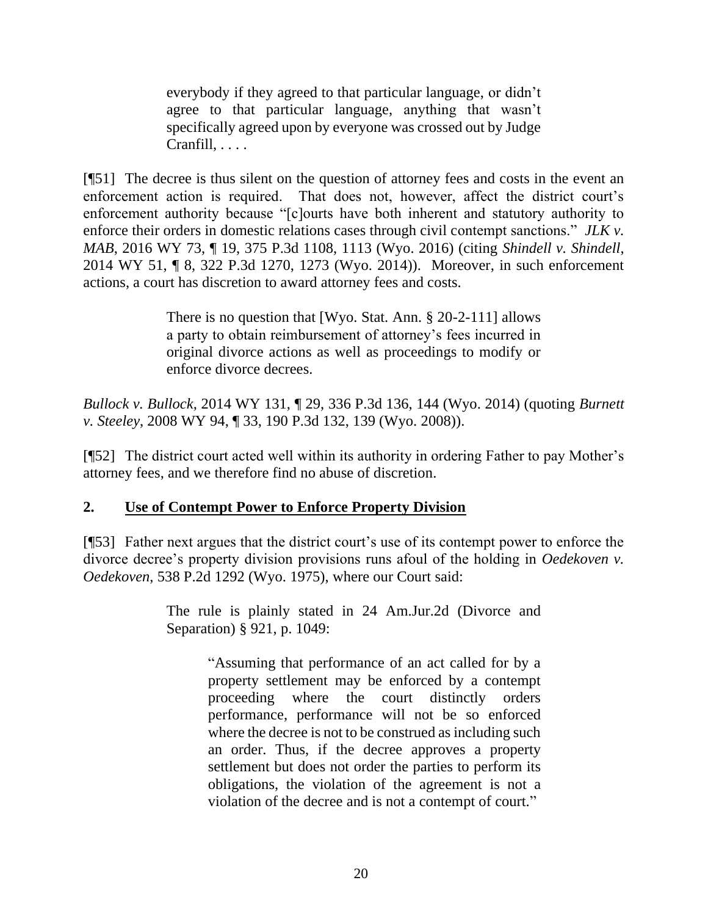> everybody if they agreed to that particular language, or didn't agree to that particular language, anything that wasn't specifically agreed upon by everyone was crossed out by Judge Cranfill, . . . .

[¶51] The decree is thus silent on the question of attorney fees and costs in the event an enforcement action is required. That does not, however, affect the district court's enforcement authority because "[c]ourts have both inherent and statutory authority to enforce their orders in domestic relations cases through civil contempt sanctions." *JLK v. MAB*, 2016 WY 73, ¶ 19, 375 P.3d 1108, 1113 (Wyo. 2016) (citing *Shindell v. Shindell*, 2014 WY 51, ¶ 8, 322 P.3d 1270, 1273 (Wyo. 2014)). Moreover, in such enforcement actions, a court has discretion to award attorney fees and costs.

> There is no question that [Wyo. Stat. Ann. § 20-2-111] allows a party to obtain reimbursement of attorney's fees incurred in original divorce actions as well as proceedings to modify or enforce divorce decrees.

*Bullock v. Bullock*, 2014 WY 131, ¶ 29, 336 P.3d 136, 144 (Wyo. 2014) (quoting *Burnett v. Steeley*, 2008 WY 94, ¶ 33, 190 P.3d 132, 139 (Wyo. 2008)).

[¶52] The district court acted well within its authority in ordering Father to pay Mother's attorney fees, and we therefore find no abuse of discretion.

## 2. Use of Contempt Power to Enforce Property Division

[¶53] Father next argues that the district court's use of its contempt power to enforce the divorce decree's property division provisions runs afoul of the holding in *Oedekoven v. Oedekoven*, 538 P.2d 1292 (Wyo. 1975), where our Court said:

> The rule is plainly stated in 24 Am.Jur.2d (Divorce and Separation) § 921, p. 1049:
>
> > "Assuming that performance of an act called for by a property settlement may be enforced by a contempt proceeding where the court distinctly orders performance, performance will not be so enforced where the decree is not to be construed as including such an order. Thus, if the decree approves a property settlement but does not order the parties to perform its obligations, the violation of the agreement is not a violation of the decree and is not a contempt of court."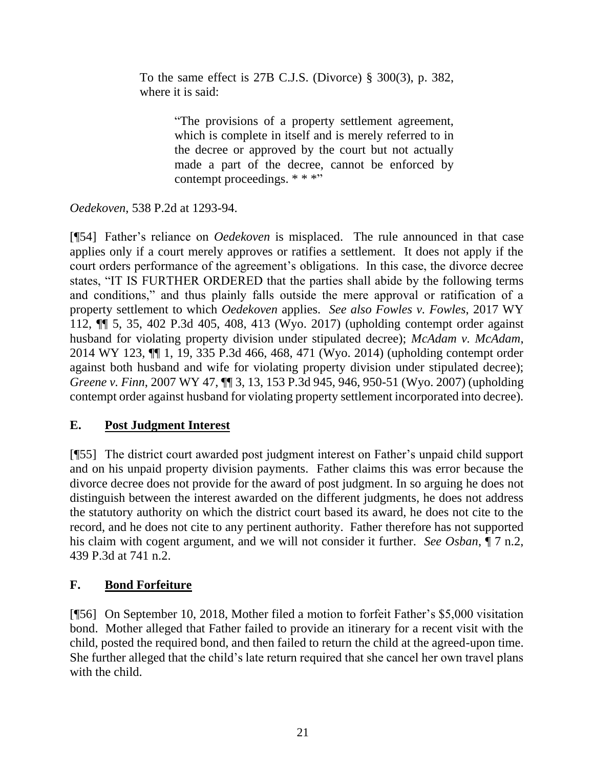> To the same effect is 27B C.J.S. (Divorce) § 300(3), p. 382, where it is said:
>
> > "The provisions of a property settlement agreement, which is complete in itself and is merely referred to in the decree or approved by the court but not actually made a part of the decree, cannot be enforced by contempt proceedings. * * *"

*Oedekoven*, 538 P.2d at 1293-94.

[¶54] Father's reliance on *Oedekoven* is misplaced. The rule announced in that case applies only if a court merely approves or ratifies a settlement. It does not apply if the court orders performance of the agreement's obligations. In this case, the divorce decree states, "IT IS FURTHER ORDERED that the parties shall abide by the following terms and conditions," and thus plainly falls outside the mere approval or ratification of a property settlement to which *Oedekoven* applies. *See also Fowles v. Fowles*, 2017 WY 112, ¶¶ 5, 35, 402 P.3d 405, 408, 413 (Wyo. 2017) (upholding contempt order against husband for violating property division under stipulated decree); *McAdam v. McAdam*, 2014 WY 123, ¶¶ 1, 19, 335 P.3d 466, 468, 471 (Wyo. 2014) (upholding contempt order against both husband and wife for violating property division under stipulated decree); *Greene v. Finn*, 2007 WY 47, ¶¶ 3, 13, 153 P.3d 945, 946, 950-51 (Wyo. 2007) (upholding contempt order against husband for violating property settlement incorporated into decree).

## E. Post Judgment Interest

[¶55] The district court awarded post judgment interest on Father's unpaid child support and on his unpaid property division payments. Father claims this was error because the divorce decree does not provide for the award of post judgment. In so arguing he does not distinguish between the interest awarded on the different judgments, he does not address the statutory authority on which the district court based its award, he does not cite to the record, and he does not cite to any pertinent authority. Father therefore has not supported his claim with cogent argument, and we will not consider it further. *See Osban*, ¶ 7 n.2, 439 P.3d at 741 n.2.

## F. Bond Forfeiture

[¶56] On September 10, 2018, Mother filed a motion to forfeit Father's $5,000 visitation bond. Mother alleged that Father failed to provide an itinerary for a recent visit with the child, posted the required bond, and then failed to return the child at the agreed-upon time. She further alleged that the child's late return required that she cancel her own travel plans with the child.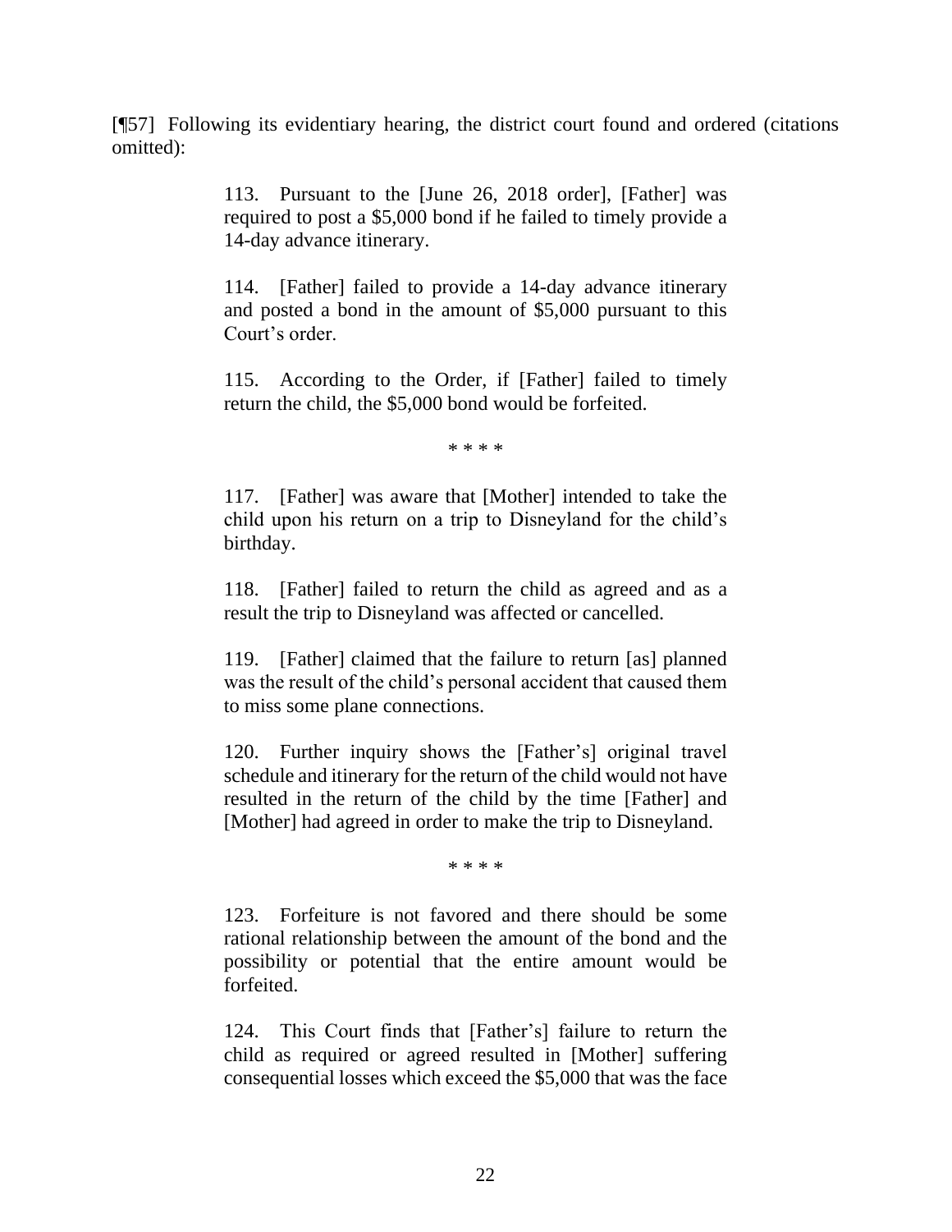[¶57] Following its evidentiary hearing, the district court found and ordered (citations omitted):

> 113. Pursuant to the [June 26, 2018 order], [Father] was required to post a $5,000 bond if he failed to timely provide a 14-day advance itinerary.
>
> 114. [Father] failed to provide a 14-day advance itinerary and posted a bond in the amount of $5,000 pursuant to this Court's order.
>
> 115. According to the Order, if [Father] failed to timely return the child, the $5,000 bond would be forfeited.
>
> \* \* \* \*
>
> 117. [Father] was aware that [Mother] intended to take the child upon his return on a trip to Disneyland for the child's birthday.
>
> 118. [Father] failed to return the child as agreed and as a result the trip to Disneyland was affected or cancelled.
>
> 119. [Father] claimed that the failure to return [as] planned was the result of the child's personal accident that caused them to miss some plane connections.
>
> 120. Further inquiry shows the [Father's] original travel schedule and itinerary for the return of the child would not have resulted in the return of the child by the time [Father] and [Mother] had agreed in order to make the trip to Disneyland.
>
> \* \* \* \*
>
> 123. Forfeiture is not favored and there should be some rational relationship between the amount of the bond and the possibility or potential that the entire amount would be forfeited.
>
> 124. This Court finds that [Father's] failure to return the child as required or agreed resulted in [Mother] suffering consequential losses which exceed the $5,000 that was the face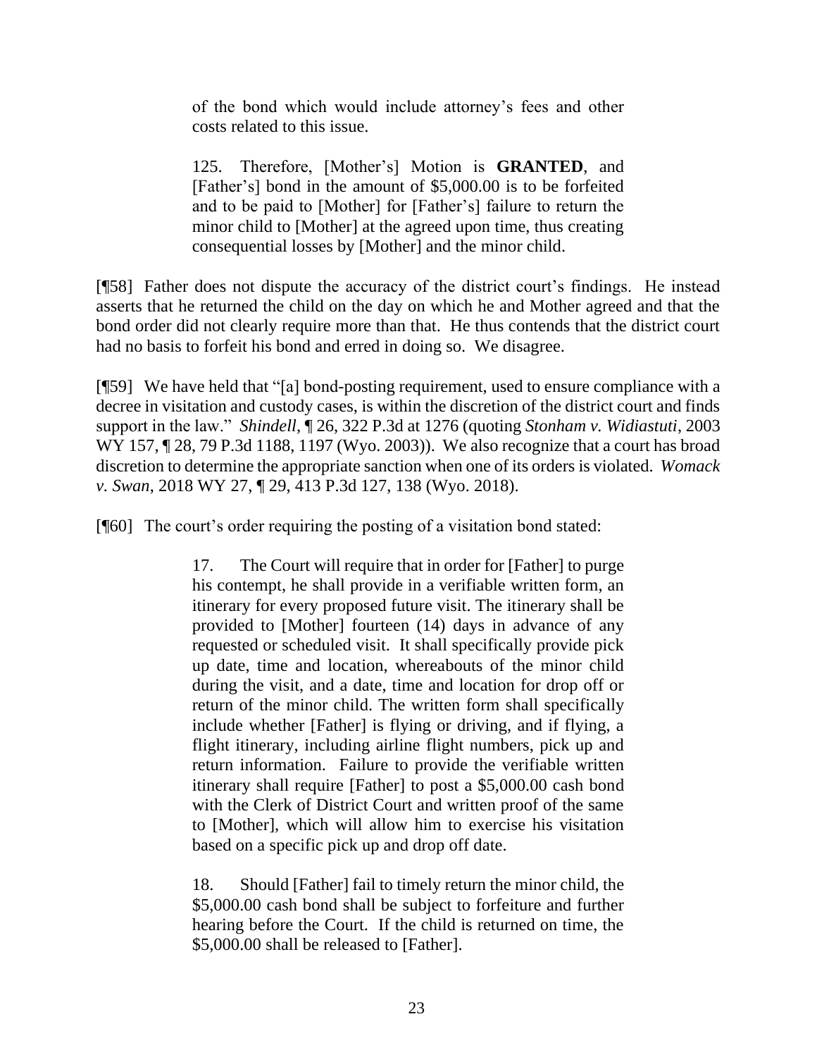> of the bond which would include attorney's fees and other costs related to this issue.
>
> 125. Therefore, [Mother's] Motion is **GRANTED**, and [Father's] bond in the amount of $5,000.00 is to be forfeited and to be paid to [Mother] for [Father's] failure to return the minor child to [Mother] at the agreed upon time, thus creating consequential losses by [Mother] and the minor child.

[¶58] Father does not dispute the accuracy of the district court's findings. He instead asserts that he returned the child on the day on which he and Mother agreed and that the bond order did not clearly require more than that. He thus contends that the district court had no basis to forfeit his bond and erred in doing so. We disagree.

[¶59] We have held that "[a] bond-posting requirement, used to ensure compliance with a decree in visitation and custody cases, is within the discretion of the district court and finds support in the law." *Shindell*, ¶ 26, 322 P.3d at 1276 (quoting *Stonham v. Widiastuti*, 2003 WY 157, ¶ 28, 79 P.3d 1188, 1197 (Wyo. 2003)). We also recognize that a court has broad discretion to determine the appropriate sanction when one of its orders is violated. *Womack v. Swan*, 2018 WY 27, ¶ 29, 413 P.3d 127, 138 (Wyo. 2018).

[¶60] The court's order requiring the posting of a visitation bond stated:

> 17. The Court will require that in order for [Father] to purge his contempt, he shall provide in a verifiable written form, an itinerary for every proposed future visit. The itinerary shall be provided to [Mother] fourteen (14) days in advance of any requested or scheduled visit. It shall specifically provide pick up date, time and location, whereabouts of the minor child during the visit, and a date, time and location for drop off or return of the minor child. The written form shall specifically include whether [Father] is flying or driving, and if flying, a flight itinerary, including airline flight numbers, pick up and return information. Failure to provide the verifiable written itinerary shall require [Father] to post a $5,000.00 cash bond with the Clerk of District Court and written proof of the same to [Mother], which will allow him to exercise his visitation based on a specific pick up and drop off date.
>
> 18. Should [Father] fail to timely return the minor child, the $5,000.00 cash bond shall be subject to forfeiture and further hearing before the Court. If the child is returned on time, the $5,000.00 shall be released to [Father].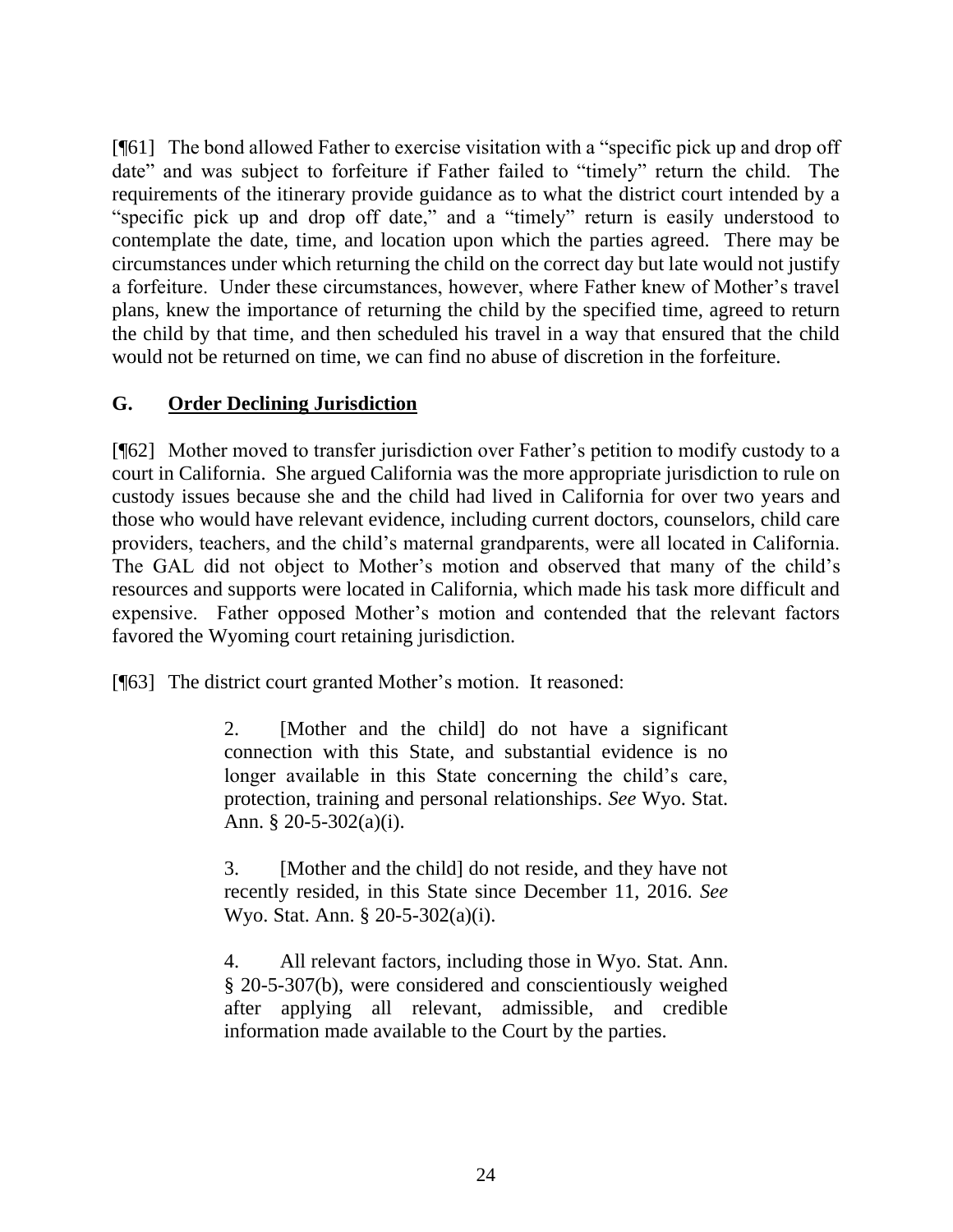[¶61] The bond allowed Father to exercise visitation with a "specific pick up and drop off date" and was subject to forfeiture if Father failed to "timely" return the child. The requirements of the itinerary provide guidance as to what the district court intended by a "specific pick up and drop off date," and a "timely" return is easily understood to contemplate the date, time, and location upon which the parties agreed. There may be circumstances under which returning the child on the correct day but late would not justify a forfeiture. Under these circumstances, however, where Father knew of Mother's travel plans, knew the importance of returning the child by the specified time, agreed to return the child by that time, and then scheduled his travel in a way that ensured that the child would not be returned on time, we can find no abuse of discretion in the forfeiture.

### G. <u>Order Declining Jurisdiction</u>

[¶62] Mother moved to transfer jurisdiction over Father's petition to modify custody to a court in California. She argued California was the more appropriate jurisdiction to rule on custody issues because she and the child had lived in California for over two years and those who would have relevant evidence, including current doctors, counselors, child care providers, teachers, and the child's maternal grandparents, were all located in California. The GAL did not object to Mother's motion and observed that many of the child's resources and supports were located in California, which made his task more difficult and expensive. Father opposed Mother's motion and contended that the relevant factors favored the Wyoming court retaining jurisdiction.

[¶63] The district court granted Mother's motion. It reasoned:

> 2. [Mother and the child] do not have a significant connection with this State, and substantial evidence is no longer available in this State concerning the child's care, protection, training and personal relationships. *See* Wyo. Stat. Ann. § 20-5-302(a)(i).
>
> 3. [Mother and the child] do not reside, and they have not recently resided, in this State since December 11, 2016. *See* Wyo. Stat. Ann. § 20-5-302(a)(i).
>
> 4. All relevant factors, including those in Wyo. Stat. Ann. § 20-5-307(b), were considered and conscientiously weighed after applying all relevant, admissible, and credible information made available to the Court by the parties.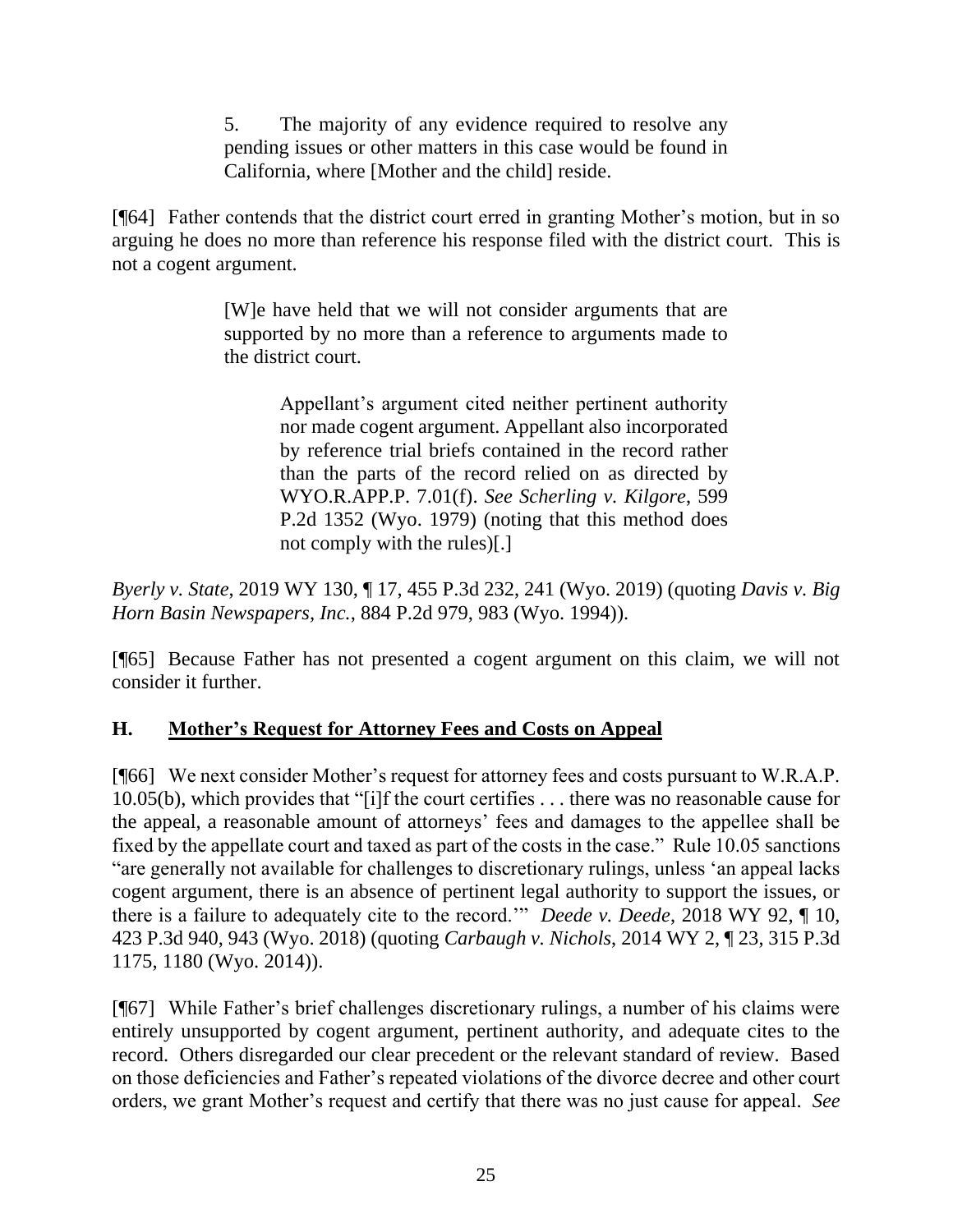> 5. The majority of any evidence required to resolve any pending issues or other matters in this case would be found in California, where [Mother and the child] reside.

[¶64] Father contends that the district court erred in granting Mother's motion, but in so arguing he does no more than reference his response filed with the district court. This is not a cogent argument.

> [W]e have held that we will not consider arguments that are supported by no more than a reference to arguments made to the district court.
>
> > Appellant's argument cited neither pertinent authority nor made cogent argument. Appellant also incorporated by reference trial briefs contained in the record rather than the parts of the record relied on as directed by WYO.R.APP.P. 7.01(f). *See Scherling v. Kilgore*, 599 P.2d 1352 (Wyo. 1979) (noting that this method does not comply with the rules)[.]

*Byerly v. State*, 2019 WY 130, ¶ 17, 455 P.3d 232, 241 (Wyo. 2019) (quoting *Davis v. Big Horn Basin Newspapers, Inc.*, 884 P.2d 979, 983 (Wyo. 1994)).

[¶65] Because Father has not presented a cogent argument on this claim, we will not consider it further.

## H. Mother's Request for Attorney Fees and Costs on Appeal

[¶66] We next consider Mother's request for attorney fees and costs pursuant to W.R.A.P. 10.05(b), which provides that "[i]f the court certifies . . . there was no reasonable cause for the appeal, a reasonable amount of attorneys' fees and damages to the appellee shall be fixed by the appellate court and taxed as part of the costs in the case." Rule 10.05 sanctions "are generally not available for challenges to discretionary rulings, unless 'an appeal lacks cogent argument, there is an absence of pertinent legal authority to support the issues, or there is a failure to adequately cite to the record.'" *Deede v. Deede*, 2018 WY 92, ¶ 10, 423 P.3d 940, 943 (Wyo. 2018) (quoting *Carbaugh v. Nichols*, 2014 WY 2, ¶ 23, 315 P.3d 1175, 1180 (Wyo. 2014)).

[¶67] While Father's brief challenges discretionary rulings, a number of his claims were entirely unsupported by cogent argument, pertinent authority, and adequate cites to the record. Others disregarded our clear precedent or the relevant standard of review. Based on those deficiencies and Father's repeated violations of the divorce decree and other court orders, we grant Mother's request and certify that there was no just cause for appeal. *See*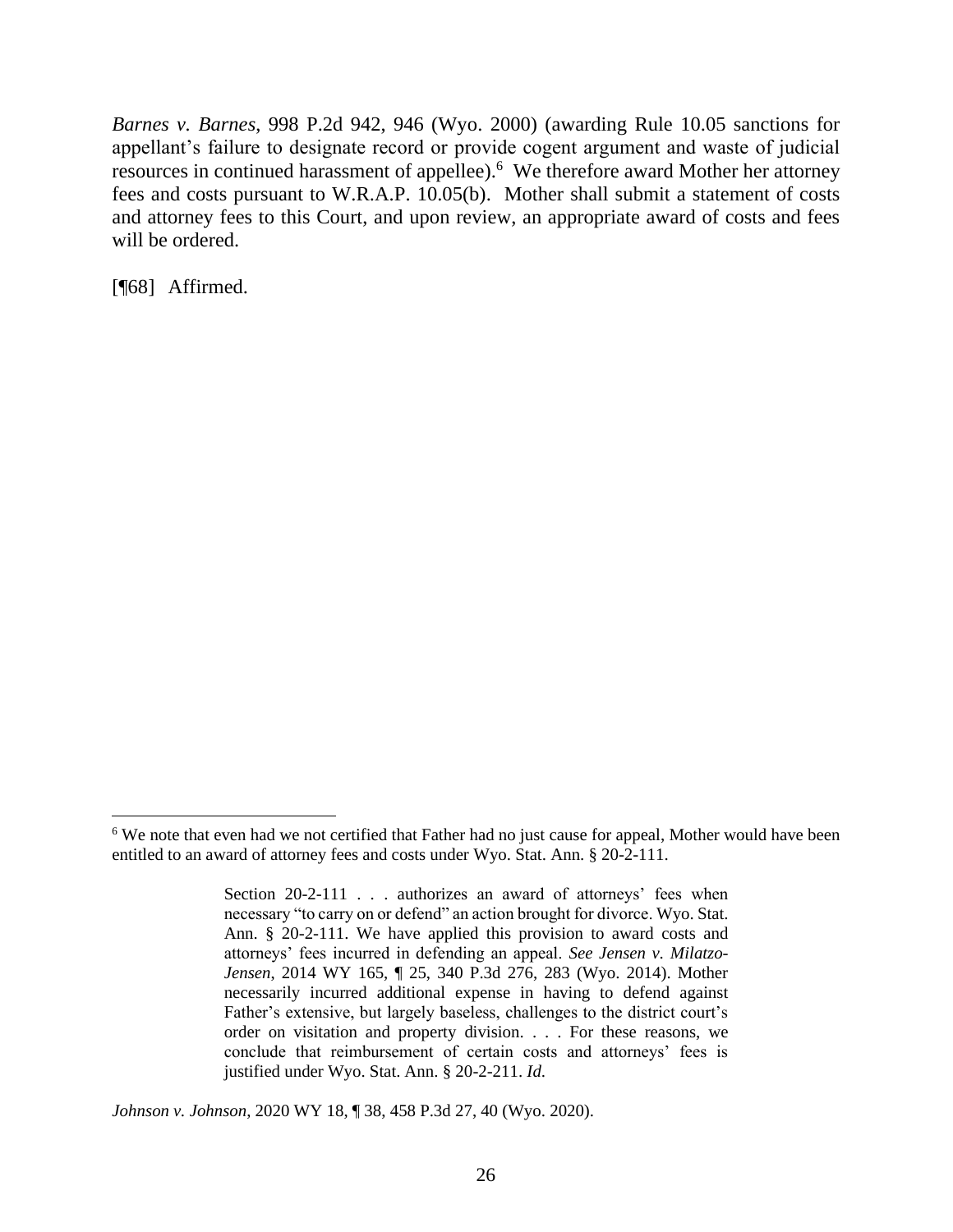*Barnes v. Barnes*, 998 P.2d 942, 946 (Wyo. 2000) (awarding Rule 10.05 sanctions for appellant's failure to designate record or provide cogent argument and waste of judicial resources in continued harassment of appellee).[6] We therefore award Mother her attorney fees and costs pursuant to W.R.A.P. 10.05(b). Mother shall submit a statement of costs and attorney fees to this Court, and upon review, an appropriate award of costs and fees will be ordered.

[¶68] Affirmed.

---

[6] We note that even had we not certified that Father had no just cause for appeal, Mother would have been entitled to an award of attorney fees and costs under Wyo. Stat. Ann. § 20-2-111.

> Section 20-2-111 . . . authorizes an award of attorneys' fees when necessary "to carry on or defend" an action brought for divorce. Wyo. Stat. Ann. § 20-2-111. We have applied this provision to award costs and attorneys' fees incurred in defending an appeal. *See Jensen v. Milatzo-Jensen*, 2014 WY 165, ¶ 25, 340 P.3d 276, 283 (Wyo. 2014). Mother necessarily incurred additional expense in having to defend against Father's extensive, but largely baseless, challenges to the district court's order on visitation and property division. . . . For these reasons, we conclude that reimbursement of certain costs and attorneys' fees is justified under Wyo. Stat. Ann. § 20-2-211. *Id.*

*Johnson v. Johnson*, 2020 WY 18, ¶ 38, 458 P.3d 27, 40 (Wyo. 2020).